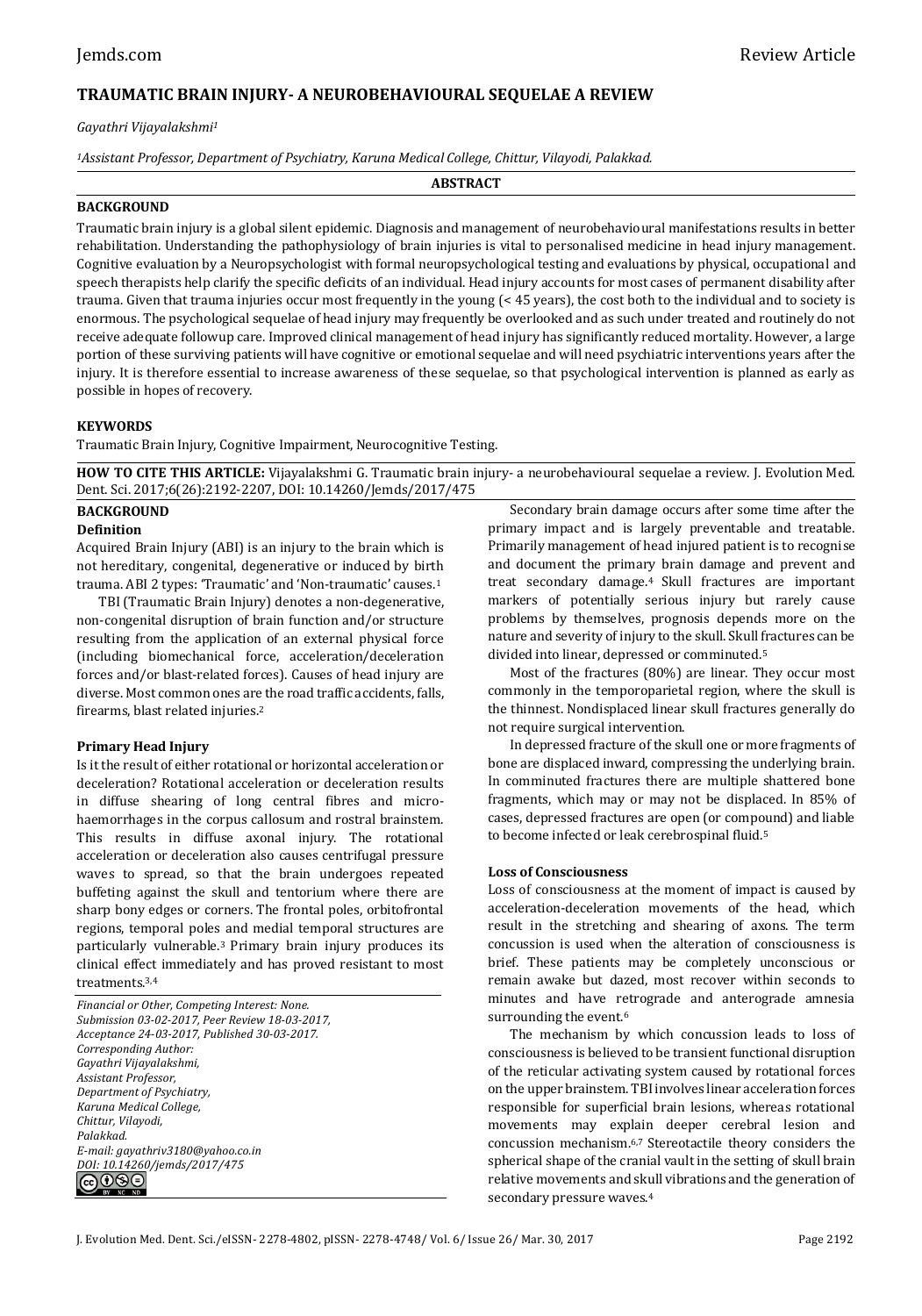# TRAUMATIC BRAIN INJURY- A NEUROBEHAVIOURAL SEQUELAE A REVIEW

*Gayathri Vijayalakshmi[1]*

*[1]Assistant Professor, Department of Psychiatry, Karuna Medical College, Chittur, Vilayodi, Palakkad.*

**ABSTRACT**

**BACKGROUND**

Traumatic brain injury is a global silent epidemic. Diagnosis and management of neurobehavioural manifestations results in better rehabilitation. Understanding the pathophysiology of brain injuries is vital to personalised medicine in head injury management. Cognitive evaluation by a Neuropsychologist with formal neuropsychological testing and evaluations by physical, occupational and speech therapists help clarify the specific deficits of an individual. Head injury accounts for most cases of permanent disability after trauma. Given that trauma injuries occur most frequently in the young (< 45 years), the cost both to the individual and to society is enormous. The psychological sequelae of head injury may frequently be overlooked and as such under treated and routinely do not receive adequate followup care. Improved clinical management of head injury has significantly reduced mortality. However, a large portion of these surviving patients will have cognitive or emotional sequelae and will need psychiatric interventions years after the injury. It is therefore essential to increase awareness of these sequelae, so that psychological intervention is planned as early as possible in hopes of recovery.

**KEYWORDS**

Traumatic Brain Injury, Cognitive Impairment, Neurocognitive Testing.

**HOW TO CITE THIS ARTICLE:** Vijayalakshmi G. Traumatic brain injury- a neurobehavioural sequelae a review. J. Evolution Med. Dent. Sci. 2017;6(26):2192-2207, DOI: 10.14260/Jemds/2017/475

*Financial or Other, Competing Interest: None.*
*Submission 03-02-2017, Peer Review 18-03-2017, Acceptance 24-03-2017, Published 30-03-2017.*
*Corresponding Author:*
*Gayathri Vijayalakshmi,*
*Assistant Professor,*
*Department of Psychiatry,*
*Karuna Medical College,*
*Chittur, Vilayodi,*
*Palakkad.*
*E-mail: gayathriv3180@yahoo.co.in*
*DOI: 10.14260/jemds/2017/475*

## BACKGROUND

### Definition

Acquired Brain Injury (ABI) is an injury to the brain which is not hereditary, congenital, degenerative or induced by birth trauma. ABI 2 types: 'Traumatic' and 'Non-traumatic' causes.[1]

TBI (Traumatic Brain Injury) denotes a non-degenerative, non-congenital disruption of brain function and/or structure resulting from the application of an external physical force (including biomechanical force, acceleration/deceleration forces and/or blast-related forces). Causes of head injury are diverse. Most common ones are the road traffic accidents, falls, firearms, blast related injuries.[2]

### Primary Head Injury

Is it the result of either rotational or horizontal acceleration or deceleration? Rotational acceleration or deceleration results in diffuse shearing of long central fibres and micro-haemorrhages in the corpus callosum and rostral brainstem. This results in diffuse axonal injury. The rotational acceleration or deceleration also causes centrifugal pressure waves to spread, so that the brain undergoes repeated buffeting against the skull and tentorium where there are sharp bony edges or corners. The frontal poles, orbitofrontal regions, temporal poles and medial temporal structures are particularly vulnerable.[3] Primary brain injury produces its clinical effect immediately and has proved resistant to most treatments.[3,4]

Secondary brain damage occurs after some time after the primary impact and is largely preventable and treatable. Primarily management of head injured patient is to recognise and document the primary brain damage and prevent and treat secondary damage.[4] Skull fractures are important markers of potentially serious injury but rarely cause problems by themselves, prognosis depends more on the nature and severity of injury to the skull. Skull fractures can be divided into linear, depressed or comminuted.[5]

Most of the fractures (80%) are linear. They occur most commonly in the temporoparietal region, where the skull is the thinnest. Nondisplaced linear skull fractures generally do not require surgical intervention.

In depressed fracture of the skull one or more fragments of bone are displaced inward, compressing the underlying brain. In comminuted fractures there are multiple shattered bone fragments, which may or may not be displaced. In 85% of cases, depressed fractures are open (or compound) and liable to become infected or leak cerebrospinal fluid.[5]

### Loss of Consciousness

Loss of consciousness at the moment of impact is caused by acceleration-deceleration movements of the head, which result in the stretching and shearing of axons. The term concussion is used when the alteration of consciousness is brief. These patients may be completely unconscious or remain awake but dazed, most recover within seconds to minutes and have retrograde and anterograde amnesia surrounding the event.[6]

The mechanism by which concussion leads to loss of consciousness is believed to be transient functional disruption of the reticular activating system caused by rotational forces on the upper brainstem. TBI involves linear acceleration forces responsible for superficial brain lesions, whereas rotational movements may explain deeper cerebral lesion and concussion mechanism.[6,7] Stereotactile theory considers the spherical shape of the cranial vault in the setting of skull brain relative movements and skull vibrations and the generation of secondary pressure waves.[4]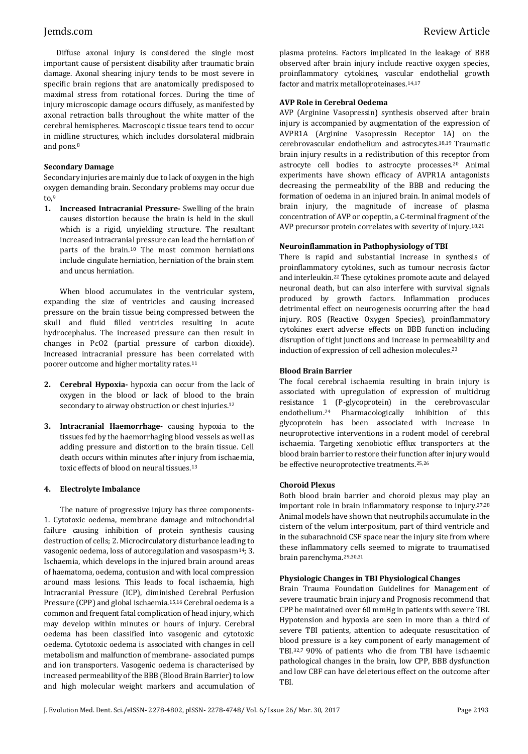Diffuse axonal injury is considered the single most important cause of persistent disability after traumatic brain damage. Axonal shearing injury tends to be most severe in specific brain regions that are anatomically predisposed to maximal stress from rotational forces. During the time of injury microscopic damage occurs diffusely, as manifested by axonal retraction balls throughout the white matter of the cerebral hemispheres. Macroscopic tissue tears tend to occur in midline structures, which includes dorsolateral midbrain and pons.[8]

**Secondary Damage**

Secondary injuries are mainly due to lack of oxygen in the high oxygen demanding brain. Secondary problems may occur due to,[9]

1. **Increased Intracranial Pressure-** Swelling of the brain causes distortion because the brain is held in the skull which is a rigid, unyielding structure. The resultant increased intracranial pressure can lead the herniation of parts of the brain.[10] The most common herniations include cingulate herniation, herniation of the brain stem and uncus herniation.

When blood accumulates in the ventricular system, expanding the size of ventricles and causing increased pressure on the brain tissue being compressed between the skull and fluid filled ventricles resulting in acute hydrocephalus. The increased pressure can then result in changes in PcO2 (partial pressure of carbon dioxide). Increased intracranial pressure has been correlated with poorer outcome and higher mortality rates.[11]

2. **Cerebral Hypoxia-** hypoxia can occur from the lack of oxygen in the blood or lack of blood to the brain secondary to airway obstruction or chest injuries.[12]

3. **Intracranial Haemorrhage-** causing hypoxia to the tissues fed by the haemorrhaging blood vessels as well as adding pressure and distortion to the brain tissue. Cell death occurs within minutes after injury from ischaemia, toxic effects of blood on neural tissues.[13]

4. **Electrolyte Imbalance**

The nature of progressive injury has three components- 1. Cytotoxic oedema, membrane damage and mitochondrial failure causing inhibition of protein synthesis causing destruction of cells; 2. Microcirculatory disturbance leading to vasogenic oedema, loss of autoregulation and vasospasm[14]; 3. Ischaemia, which develops in the injured brain around areas of haematoma, oedema, contusion and with local compression around mass lesions. This leads to focal ischaemia, high Intracranial Pressure (ICP), diminished Cerebral Perfusion Pressure (CPP) and global ischaemia.[15,16] Cerebral oedema is a common and frequent fatal complication of head injury, which may develop within minutes or hours of injury. Cerebral oedema has been classified into vasogenic and cytotoxic oedema. Cytotoxic oedema is associated with changes in cell metabolism and malfunction of membrane- associated pumps and ion transporters. Vasogenic oedema is characterised by increased permeability of the BBB (Blood Brain Barrier) to low and high molecular weight markers and accumulation of plasma proteins. Factors implicated in the leakage of BBB observed after brain injury include reactive oxygen species, proinflammatory cytokines, vascular endothelial growth factor and matrix metalloproteinases.[14,17]

**AVP Role in Cerebral Oedema**

AVP (Arginine Vasopressin) synthesis observed after brain injury is accompanied by augmentation of the expression of AVPR1A (Arginine Vasopressin Receptor 1A) on the cerebrovascular endothelium and astrocytes.[18,19] Traumatic brain injury results in a redistribution of this receptor from astrocyte cell bodies to astrocyte processes.[20] Animal experiments have shown efficacy of AVPR1A antagonists decreasing the permeability of the BBB and reducing the formation of oedema in an injured brain. In animal models of brain injury, the magnitude of increase of plasma concentration of AVP or copeptin, a C-terminal fragment of the AVP precursor protein correlates with severity of injury.[18,21]

**Neuroinflammation in Pathophysiology of TBI**

There is rapid and substantial increase in synthesis of proinflammatory cytokines, such as tumour necrosis factor and interleukin.[22] These cytokines promote acute and delayed neuronal death, but can also interfere with survival signals produced by growth factors. Inflammation produces detrimental effect on neurogenesis occurring after the head injury. ROS (Reactive Oxygen Species), proinflammatory cytokines exert adverse effects on BBB function including disruption of tight junctions and increase in permeability and induction of expression of cell adhesion molecules.[23]

**Blood Brain Barrier**

The focal cerebral ischaemia resulting in brain injury is associated with upregulation of expression of multidrug resistance 1 (P-glycoprotein) in the cerebrovascular endothelium.[24] Pharmacologically inhibition of this glycoprotein has been associated with increase in neuroprotective interventions in a rodent model of cerebral ischaemia. Targeting xenobiotic efflux transporters at the blood brain barrier to restore their function after injury would be effective neuroprotective treatments.[25,26]

**Choroid Plexus**

Both blood brain barrier and choroid plexus may play an important role in brain inflammatory response to injury.[27,28] Animal models have shown that neutrophils accumulate in the cistern of the velum interpositum, part of third ventricle and in the subarachnoid CSF space near the injury site from where these inflammatory cells seemed to migrate to traumatised brain parenchyma.[29,30,31]

**Physiologic Changes in TBI Physiological Changes**

Brain Trauma Foundation Guidelines for Management of severe traumatic brain injury and Prognosis recommend that CPP be maintained over 60 mmHg in patients with severe TBI. Hypotension and hypoxia are seen in more than a third of severe TBI patients, attention to adequate resuscitation of blood pressure is a key component of early management of TBI.[32,7] 90% of patients who die from TBI have ischaemic pathological changes in the brain, low CPP, BBB dysfunction and low CBF can have deleterious effect on the outcome after TBI.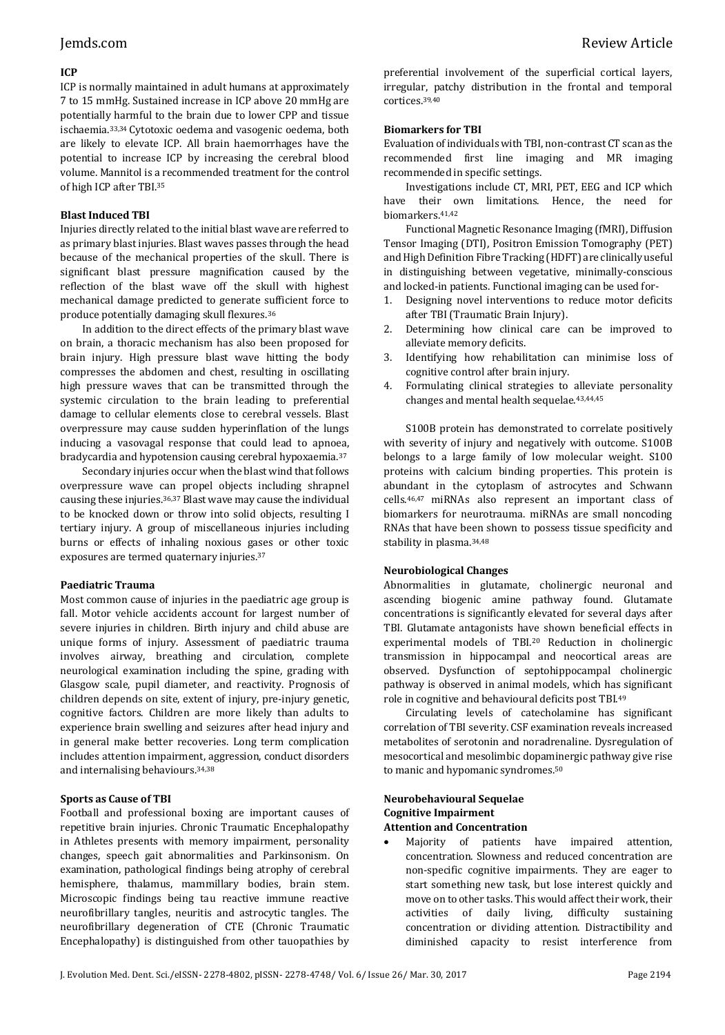**ICP**

ICP is normally maintained in adult humans at approximately 7 to 15 mmHg. Sustained increase in ICP above 20 mmHg are potentially harmful to the brain due to lower CPP and tissue ischaemia.[33,34] Cytotoxic oedema and vasogenic oedema, both are likely to elevate ICP. All brain haemorrhages have the potential to increase ICP by increasing the cerebral blood volume. Mannitol is a recommended treatment for the control of high ICP after TBI.[35]

**Blast Induced TBI**

Injuries directly related to the initial blast wave are referred to as primary blast injuries. Blast waves passes through the head because of the mechanical properties of the skull. There is significant blast pressure magnification caused by the reflection of the blast wave off the skull with highest mechanical damage predicted to generate sufficient force to produce potentially damaging skull flexures.[36]

In addition to the direct effects of the primary blast wave on brain, a thoracic mechanism has also been proposed for brain injury. High pressure blast wave hitting the body compresses the abdomen and chest, resulting in oscillating high pressure waves that can be transmitted through the systemic circulation to the brain leading to preferential damage to cellular elements close to cerebral vessels. Blast overpressure may cause sudden hyperinflation of the lungs inducing a vasovagal response that could lead to apnoea, bradycardia and hypotension causing cerebral hypoxaemia.[37]

Secondary injuries occur when the blast wind that follows overpressure wave can propel objects including shrapnel causing these injuries.[36,37] Blast wave may cause the individual to be knocked down or throw into solid objects, resulting I tertiary injury. A group of miscellaneous injuries including burns or effects of inhaling noxious gases or other toxic exposures are termed quaternary injuries.[37]

**Paediatric Trauma**

Most common cause of injuries in the paediatric age group is fall. Motor vehicle accidents account for largest number of severe injuries in children. Birth injury and child abuse are unique forms of injury. Assessment of paediatric trauma involves airway, breathing and circulation, complete neurological examination including the spine, grading with Glasgow scale, pupil diameter, and reactivity. Prognosis of children depends on site, extent of injury, pre-injury genetic, cognitive factors. Children are more likely than adults to experience brain swelling and seizures after head injury and in general make better recoveries. Long term complication includes attention impairment, aggression, conduct disorders and internalising behaviours.[34,38]

**Sports as Cause of TBI**

Football and professional boxing are important causes of repetitive brain injuries. Chronic Traumatic Encephalopathy in Athletes presents with memory impairment, personality changes, speech gait abnormalities and Parkinsonism. On examination, pathological findings being atrophy of cerebral hemisphere, thalamus, mammillary bodies, brain stem. Microscopic findings being tau reactive immune reactive neurofibrillary tangles, neuritis and astrocytic tangles. The neurofibrillary degeneration of CTE (Chronic Traumatic Encephalopathy) is distinguished from other tauopathies by preferential involvement of the superficial cortical layers, irregular, patchy distribution in the frontal and temporal cortices.[39,40]

**Biomarkers for TBI**

Evaluation of individuals with TBI, non-contrast CT scan as the recommended first line imaging and MR imaging recommended in specific settings.

Investigations include CT, MRI, PET, EEG and ICP which have their own limitations. Hence, the need for biomarkers.[41,42]

Functional Magnetic Resonance Imaging (fMRI), Diffusion Tensor Imaging (DTI), Positron Emission Tomography (PET) and High Definition Fibre Tracking (HDFT) are clinically useful in distinguishing between vegetative, minimally-conscious and locked-in patients. Functional imaging can be used for-

1. Designing novel interventions to reduce motor deficits after TBI (Traumatic Brain Injury).
2. Determining how clinical care can be improved to alleviate memory deficits.
3. Identifying how rehabilitation can minimise loss of cognitive control after brain injury.
4. Formulating clinical strategies to alleviate personality changes and mental health sequelae.[43,44,45]

S100B protein has demonstrated to correlate positively with severity of injury and negatively with outcome. S100B belongs to a large family of low molecular weight. S100 proteins with calcium binding properties. This protein is abundant in the cytoplasm of astrocytes and Schwann cells.[46,47] miRNAs also represent an important class of biomarkers for neurotrauma. miRNAs are small noncoding RNAs that have been shown to possess tissue specificity and stability in plasma.[34,48]

**Neurobiological Changes**

Abnormalities in glutamate, cholinergic neuronal and ascending biogenic amine pathway found. Glutamate concentrations is significantly elevated for several days after TBI. Glutamate antagonists have shown beneficial effects in experimental models of TBI.[20] Reduction in cholinergic transmission in hippocampal and neocortical areas are observed. Dysfunction of septohippocampal cholinergic pathway is observed in animal models, which has significant role in cognitive and behavioural deficits post TBI.[49]

Circulating levels of catecholamine has significant correlation of TBI severity. CSF examination reveals increased metabolites of serotonin and noradrenaline. Dysregulation of mesocortical and mesolimbic dopaminergic pathway give rise to manic and hypomanic syndromes.[50]

**Neurobehavioural Sequelae**

**Cognitive Impairment**

**Attention and Concentration**

- Majority of patients have impaired attention, concentration. Slowness and reduced concentration are non-specific cognitive impairments. They are eager to start something new task, but lose interest quickly and move on to other tasks. This would affect their work, their activities of daily living, difficulty sustaining concentration or dividing attention. Distractibility and diminished capacity to resist interference from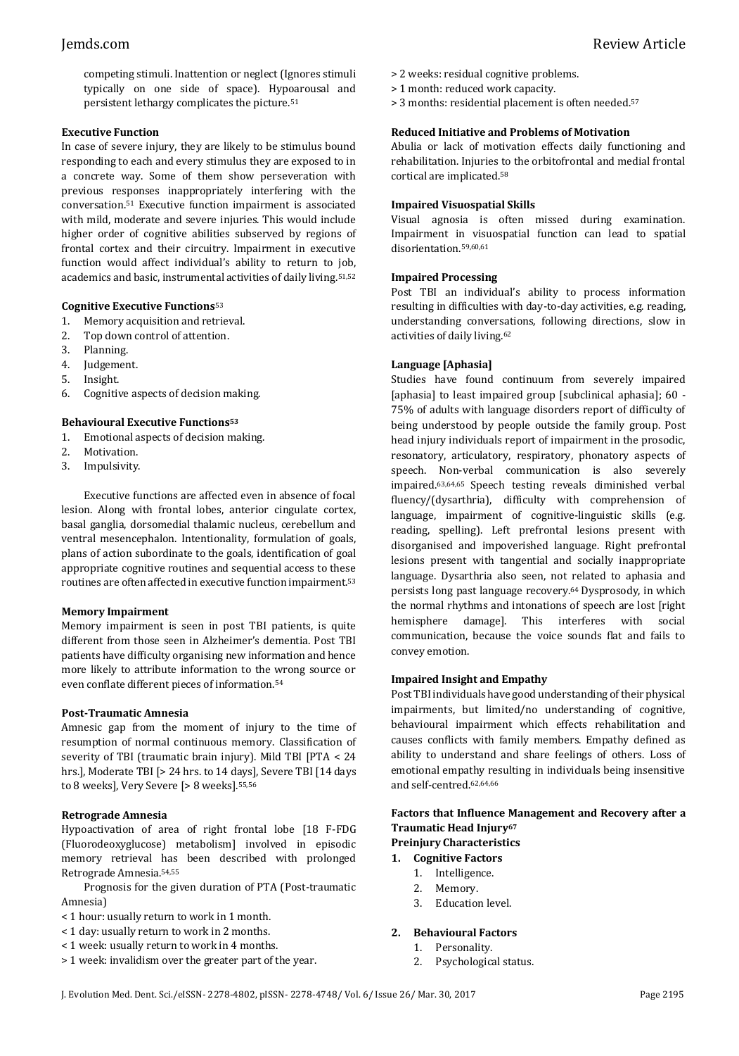competing stimuli. Inattention or neglect (Ignores stimuli typically on one side of space). Hypoarousal and persistent lethargy complicates the picture.[51]

### Executive Function

In case of severe injury, they are likely to be stimulus bound responding to each and every stimulus they are exposed to in a concrete way. Some of them show perseveration with previous responses inappropriately interfering with the conversation.[51] Executive function impairment is associated with mild, moderate and severe injuries. This would include higher order of cognitive abilities subserved by regions of frontal cortex and their circuitry. Impairment in executive function would affect individual's ability to return to job, academics and basic, instrumental activities of daily living.[51,52]

### Cognitive Executive Functions[53]

1. Memory acquisition and retrieval.
2. Top down control of attention.
3. Planning.
4. Judgement.
5. Insight.
6. Cognitive aspects of decision making.

### Behavioural Executive Functions[53]

1. Emotional aspects of decision making.
2. Motivation.
3. Impulsivity.

Executive functions are affected even in absence of focal lesion. Along with frontal lobes, anterior cingulate cortex, basal ganglia, dorsomedial thalamic nucleus, cerebellum and ventral mesencephalon. Intentionality, formulation of goals, plans of action subordinate to the goals, identification of goal appropriate cognitive routines and sequential access to these routines are often affected in executive function impairment.[53]

### Memory Impairment

Memory impairment is seen in post TBI patients, is quite different from those seen in Alzheimer's dementia. Post TBI patients have difficulty organising new information and hence more likely to attribute information to the wrong source or even conflate different pieces of information.[54]

### Post-Traumatic Amnesia

Amnesic gap from the moment of injury to the time of resumption of normal continuous memory. Classification of severity of TBI (traumatic brain injury). Mild TBI [PTA < 24 hrs.], Moderate TBI [> 24 hrs. to 14 days], Severe TBI [14 days to 8 weeks], Very Severe [> 8 weeks].[55,56]

### Retrograde Amnesia

Hypoactivation of area of right frontal lobe [18 F-FDG (Fluorodeoxyglucose) metabolism] involved in episodic memory retrieval has been described with prolonged Retrograde Amnesia.[54,55]

Prognosis for the given duration of PTA (Post-traumatic Amnesia)

< 1 hour: usually return to work in 1 month.  
< 1 day: usually return to work in 2 months.  
< 1 week: usually return to work in 4 months.  
> 1 week: invalidism over the greater part of the year.  
> 2 weeks: residual cognitive problems.  
> 1 month: reduced work capacity.  
> 3 months: residential placement is often needed.[57]

### Reduced Initiative and Problems of Motivation

Abulia or lack of motivation effects daily functioning and rehabilitation. Injuries to the orbitofrontal and medial frontal cortical are implicated.[58]

### Impaired Visuospatial Skills

Visual agnosia is often missed during examination. Impairment in visuospatial function can lead to spatial disorientation.[59,60,61]

### Impaired Processing

Post TBI an individual's ability to process information resulting in difficulties with day-to-day activities, e.g. reading, understanding conversations, following directions, slow in activities of daily living.[62]

### Language [Aphasia]

Studies have found continuum from severely impaired [aphasia] to least impaired group [subclinical aphasia]; 60 - 75% of adults with language disorders report of difficulty of being understood by people outside the family group. Post head injury individuals report of impairment in the prosodic, resonatory, articulatory, respiratory, phonatory aspects of speech. Non-verbal communication is also severely impaired.[63,64,65] Speech testing reveals diminished verbal fluency/(dysarthria), difficulty with comprehension of language, impairment of cognitive-linguistic skills (e.g. reading, spelling). Left prefrontal lesions present with disorganised and impoverished language. Right prefrontal lesions present with tangential and socially inappropriate language. Dysarthria also seen, not related to aphasia and persists long past language recovery.[64] Dysprosody, in which the normal rhythms and intonations of speech are lost [right hemisphere damage]. This interferes with social communication, because the voice sounds flat and fails to convey emotion.

### Impaired Insight and Empathy

Post TBI individuals have good understanding of their physical impairments, but limited/no understanding of cognitive, behavioural impairment which effects rehabilitation and causes conflicts with family members. Empathy defined as ability to understand and share feelings of others. Loss of emotional empathy resulting in individuals being insensitive and self-centred.[62,64,66]

### Factors that Influence Management and Recovery after a Traumatic Head Injury[67]

#### Preinjury Characteristics

1. **Cognitive Factors**
   1. Intelligence.
   2. Memory.
   3. Education level.

2. **Behavioural Factors**
   1. Personality.
   2. Psychological status.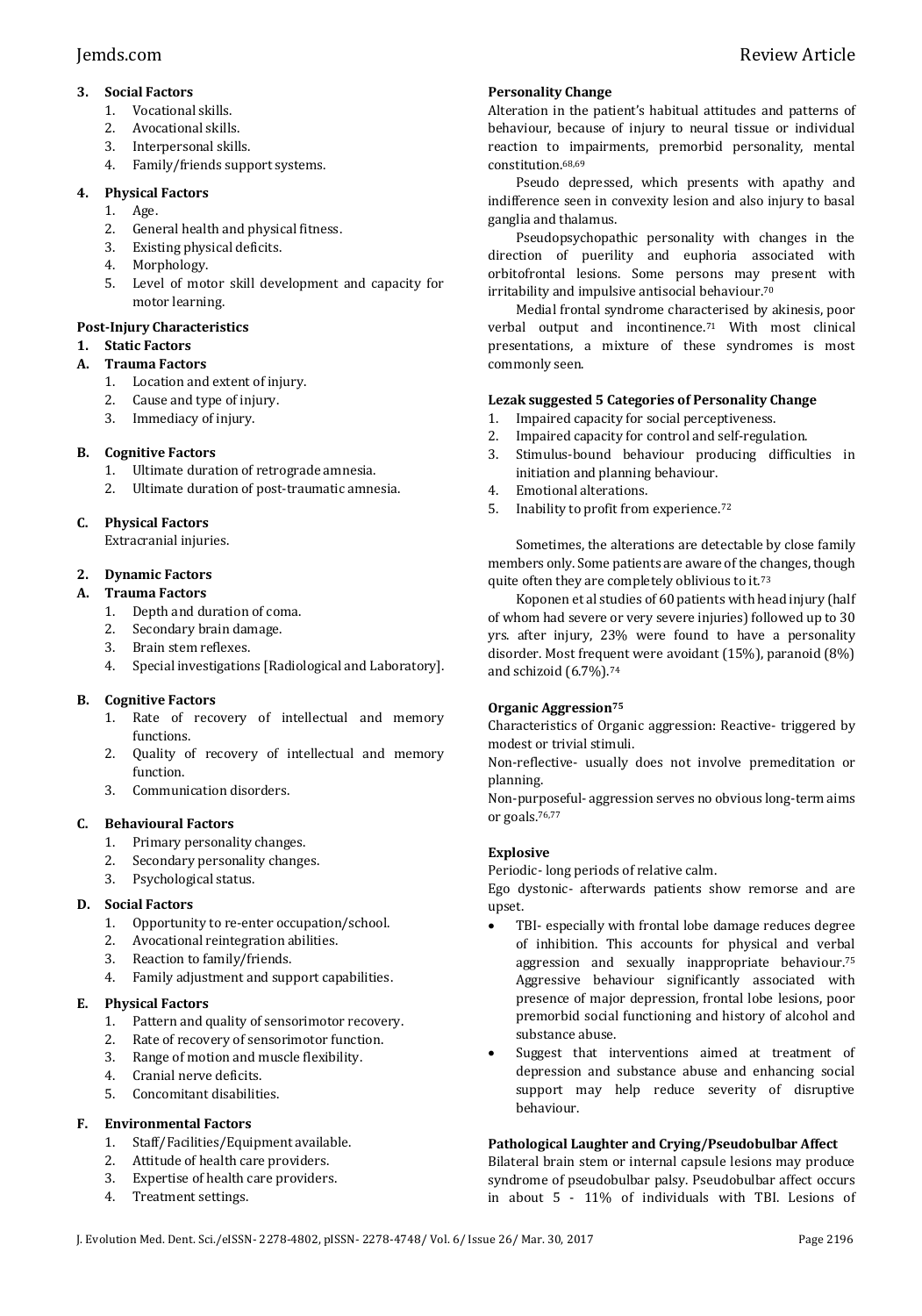**3. Social Factors**

1. Vocational skills.
2. Avocational skills.
3. Interpersonal skills.
4. Family/friends support systems.

**4. Physical Factors**

1. Age.
2. General health and physical fitness.
3. Existing physical deficits.
4. Morphology.
5. Level of motor skill development and capacity for motor learning.

**Post-Injury Characteristics**

**1. Static Factors**

**A. Trauma Factors**

1. Location and extent of injury.
2. Cause and type of injury.
3. Immediacy of injury.

**B. Cognitive Factors**

1. Ultimate duration of retrograde amnesia.
2. Ultimate duration of post-traumatic amnesia.

**C. Physical Factors**

Extracranial injuries.

**2. Dynamic Factors**

**A. Trauma Factors**

1. Depth and duration of coma.
2. Secondary brain damage.
3. Brain stem reflexes.
4. Special investigations [Radiological and Laboratory].

**B. Cognitive Factors**

1. Rate of recovery of intellectual and memory functions.
2. Quality of recovery of intellectual and memory function.
3. Communication disorders.

**C. Behavioural Factors**

1. Primary personality changes.
2. Secondary personality changes.
3. Psychological status.

**D. Social Factors**

1. Opportunity to re-enter occupation/school.
2. Avocational reintegration abilities.
3. Reaction to family/friends.
4. Family adjustment and support capabilities.

**E. Physical Factors**

1. Pattern and quality of sensorimotor recovery.
2. Rate of recovery of sensorimotor function.
3. Range of motion and muscle flexibility.
4. Cranial nerve deficits.
5. Concomitant disabilities.

**F. Environmental Factors**

1. Staff/Facilities/Equipment available.
2. Attitude of health care providers.
3. Expertise of health care providers.
4. Treatment settings.

**Personality Change**

Alteration in the patient's habitual attitudes and patterns of behaviour, because of injury to neural tissue or individual reaction to impairments, premorbid personality, mental constitution.[68,69]

Pseudo depressed, which presents with apathy and indifference seen in convexity lesion and also injury to basal ganglia and thalamus.

Pseudopsychopathic personality with changes in the direction of puerility and euphoria associated with orbitofrontal lesions. Some persons may present with irritability and impulsive antisocial behaviour.[70]

Medial frontal syndrome characterised by akinesis, poor verbal output and incontinence.[71] With most clinical presentations, a mixture of these syndromes is most commonly seen.

**Lezak suggested 5 Categories of Personality Change**

1. Impaired capacity for social perceptiveness.
2. Impaired capacity for control and self-regulation.
3. Stimulus-bound behaviour producing difficulties in initiation and planning behaviour.
4. Emotional alterations.
5. Inability to profit from experience.[72]

Sometimes, the alterations are detectable by close family members only. Some patients are aware of the changes, though quite often they are completely oblivious to it.[73]

Koponen et al studies of 60 patients with head injury (half of whom had severe or very severe injuries) followed up to 30 yrs. after injury, 23% were found to have a personality disorder. Most frequent were avoidant (15%), paranoid (8%) and schizoid (6.7%).[74]

**Organic Aggression[75]**

Characteristics of Organic aggression: Reactive- triggered by modest or trivial stimuli.

Non-reflective- usually does not involve premeditation or planning.

Non-purposeful- aggression serves no obvious long-term aims or goals.[76,77]

**Explosive**

Periodic- long periods of relative calm.

Ego dystonic- afterwards patients show remorse and are upset.

- TBI- especially with frontal lobe damage reduces degree of inhibition. This accounts for physical and verbal aggression and sexually inappropriate behaviour.[75] Aggressive behaviour significantly associated with presence of major depression, frontal lobe lesions, poor premorbid social functioning and history of alcohol and substance abuse.
- Suggest that interventions aimed at treatment of depression and substance abuse and enhancing social support may help reduce severity of disruptive behaviour.

**Pathological Laughter and Crying/Pseudobulbar Affect**

Bilateral brain stem or internal capsule lesions may produce syndrome of pseudobulbar palsy. Pseudobulbar affect occurs in about 5 - 11% of individuals with TBI. Lesions of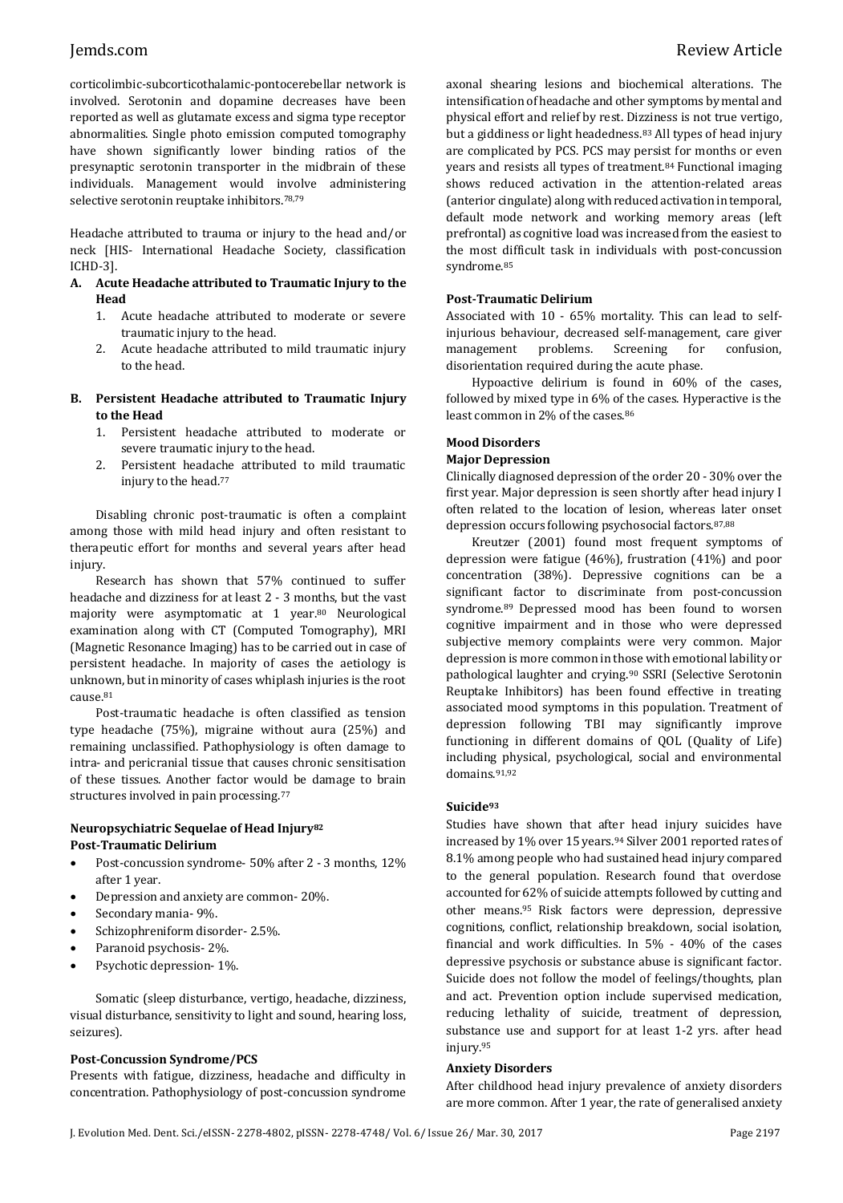corticolimbic-subcorticothalamic-pontocerebellar network is involved. Serotonin and dopamine decreases have been reported as well as glutamate excess and sigma type receptor abnormalities. Single photo emission computed tomography have shown significantly lower binding ratios of the presynaptic serotonin transporter in the midbrain of these individuals. Management would involve administering selective serotonin reuptake inhibitors.[78,79]

Headache attributed to trauma or injury to the head and/or neck [HIS- International Headache Society, classification ICHD-3].

**A. Acute Headache attributed to Traumatic Injury to the Head**

1. Acute headache attributed to moderate or severe traumatic injury to the head.
2. Acute headache attributed to mild traumatic injury to the head.

**B. Persistent Headache attributed to Traumatic Injury to the Head**

1. Persistent headache attributed to moderate or severe traumatic injury to the head.
2. Persistent headache attributed to mild traumatic injury to the head.[77]

Disabling chronic post-traumatic is often a complaint among those with mild head injury and often resistant to therapeutic effort for months and several years after head injury.

Research has shown that 57% continued to suffer headache and dizziness for at least 2 - 3 months, but the vast majority were asymptomatic at 1 year.[80] Neurological examination along with CT (Computed Tomography), MRI (Magnetic Resonance Imaging) has to be carried out in case of persistent headache. In majority of cases the aetiology is unknown, but in minority of cases whiplash injuries is the root cause.[81]

Post-traumatic headache is often classified as tension type headache (75%), migraine without aura (25%) and remaining unclassified. Pathophysiology is often damage to intra- and pericranial tissue that causes chronic sensitisation of these tissues. Another factor would be damage to brain structures involved in pain processing.[77]

#### Neuropsychiatric Sequelae of Head Injury[82]

#### Post-Traumatic Delirium

- Post-concussion syndrome- 50% after 2 - 3 months, 12% after 1 year.
- Depression and anxiety are common- 20%.
- Secondary mania- 9%.
- Schizophreniform disorder- 2.5%.
- Paranoid psychosis- 2%.
- Psychotic depression- 1%.

Somatic (sleep disturbance, vertigo, headache, dizziness, visual disturbance, sensitivity to light and sound, hearing loss, seizures).

#### Post-Concussion Syndrome/PCS

Presents with fatigue, dizziness, headache and difficulty in concentration. Pathophysiology of post-concussion syndrome axonal shearing lesions and biochemical alterations. The intensification of headache and other symptoms by mental and physical effort and relief by rest. Dizziness is not true vertigo, but a giddiness or light headedness.[83] All types of head injury are complicated by PCS. PCS may persist for months or even years and resists all types of treatment.[84] Functional imaging shows reduced activation in the attention-related areas (anterior cingulate) along with reduced activation in temporal, default mode network and working memory areas (left prefrontal) as cognitive load was increased from the easiest to the most difficult task in individuals with post-concussion syndrome.[85]

#### Post-Traumatic Delirium

Associated with 10 - 65% mortality. This can lead to self-injurious behaviour, decreased self-management, care giver management problems. Screening for confusion, disorientation required during the acute phase.

Hypoactive delirium is found in 60% of the cases, followed by mixed type in 6% of the cases. Hyperactive is the least common in 2% of the cases.[86]

### Mood Disorders

#### Major Depression

Clinically diagnosed depression of the order 20 - 30% over the first year. Major depression is seen shortly after head injury I often related to the location of lesion, whereas later onset depression occurs following psychosocial factors.[87,88]

Kreutzer (2001) found most frequent symptoms of depression were fatigue (46%), frustration (41%) and poor concentration (38%). Depressive cognitions can be a significant factor to discriminate from post-concussion syndrome.[89] Depressed mood has been found to worsen cognitive impairment and in those who were depressed subjective memory complaints were very common. Major depression is more common in those with emotional lability or pathological laughter and crying.[90] SSRI (Selective Serotonin Reuptake Inhibitors) has been found effective in treating associated mood symptoms in this population. Treatment of depression following TBI may significantly improve functioning in different domains of QOL (Quality of Life) including physical, psychological, social and environmental domains.[91,92]

#### Suicide[93]

Studies have shown that after head injury suicides have increased by 1% over 15 years.[94] Silver 2001 reported rates of 8.1% among people who had sustained head injury compared to the general population. Research found that overdose accounted for 62% of suicide attempts followed by cutting and other means.[95] Risk factors were depression, depressive cognitions, conflict, relationship breakdown, social isolation, financial and work difficulties. In 5% - 40% of the cases depressive psychosis or substance abuse is significant factor. Suicide does not follow the model of feelings/thoughts, plan and act. Prevention option include supervised medication, reducing lethality of suicide, treatment of depression, substance use and support for at least 1-2 yrs. after head injury.[95]

#### Anxiety Disorders

After childhood head injury prevalence of anxiety disorders are more common. After 1 year, the rate of generalised anxiety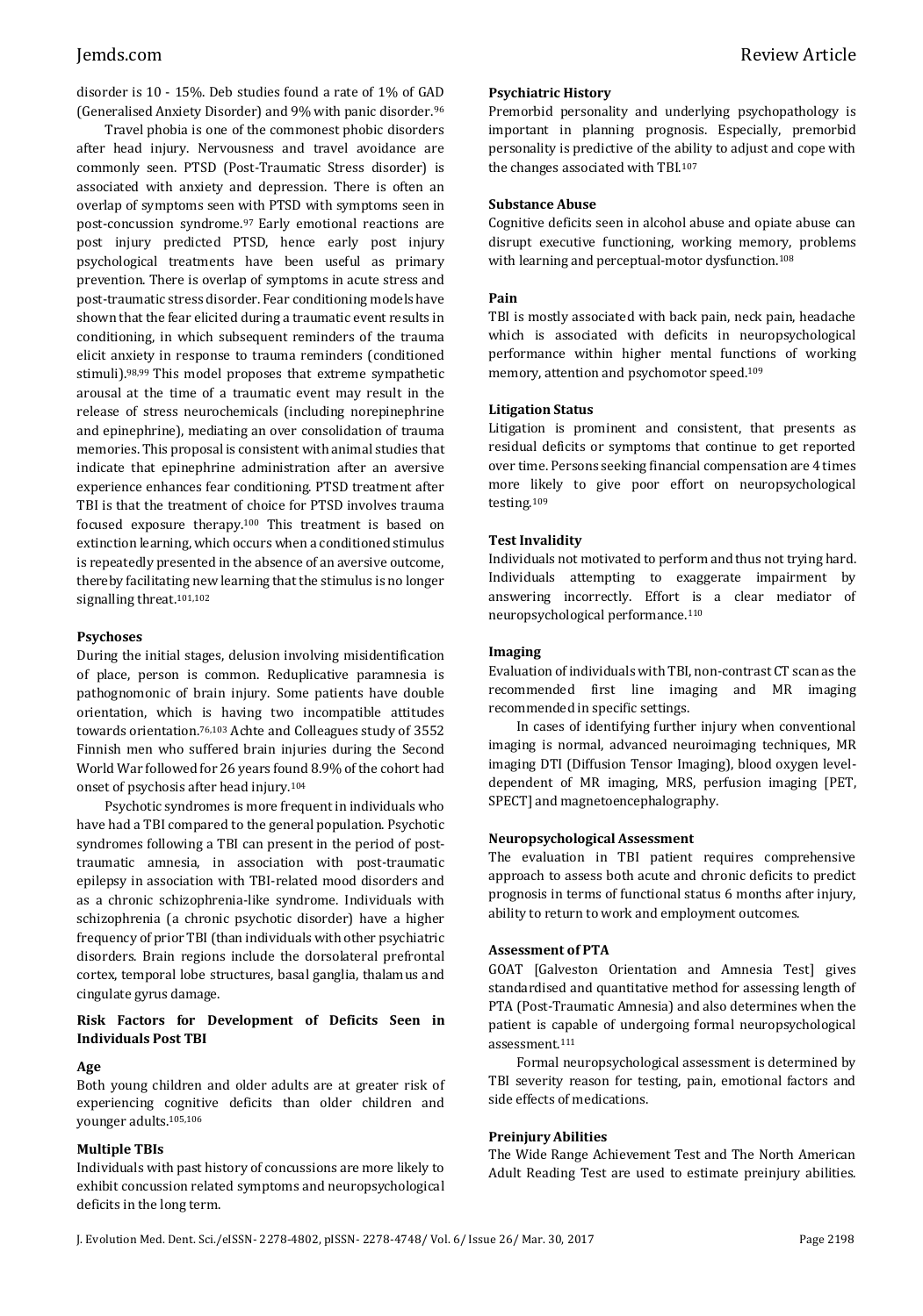disorder is 10 - 15%. Deb studies found a rate of 1% of GAD (Generalised Anxiety Disorder) and 9% with panic disorder.[96]

Travel phobia is one of the commonest phobic disorders after head injury. Nervousness and travel avoidance are commonly seen. PTSD (Post-Traumatic Stress disorder) is associated with anxiety and depression. There is often an overlap of symptoms seen with PTSD with symptoms seen in post-concussion syndrome.[97] Early emotional reactions are post injury predicted PTSD, hence early post injury psychological treatments have been useful as primary prevention. There is overlap of symptoms in acute stress and post-traumatic stress disorder. Fear conditioning models have shown that the fear elicited during a traumatic event results in conditioning, in which subsequent reminders of the trauma elicit anxiety in response to trauma reminders (conditioned stimuli).[98,99] This model proposes that extreme sympathetic arousal at the time of a traumatic event may result in the release of stress neurochemicals (including norepinephrine and epinephrine), mediating an over consolidation of trauma memories. This proposal is consistent with animal studies that indicate that epinephrine administration after an aversive experience enhances fear conditioning. PTSD treatment after TBI is that the treatment of choice for PTSD involves trauma focused exposure therapy.[100] This treatment is based on extinction learning, which occurs when a conditioned stimulus is repeatedly presented in the absence of an aversive outcome, thereby facilitating new learning that the stimulus is no longer signalling threat.[101,102]

#### Psychoses

During the initial stages, delusion involving misidentification of place, person is common. Reduplicative paramnesia is pathognomonic of brain injury. Some patients have double orientation, which is having two incompatible attitudes towards orientation.[76,103] Achte and Colleagues study of 3552 Finnish men who suffered brain injuries during the Second World War followed for 26 years found 8.9% of the cohort had onset of psychosis after head injury.[104]

Psychotic syndromes is more frequent in individuals who have had a TBI compared to the general population. Psychotic syndromes following a TBI can present in the period of post-traumatic amnesia, in association with post-traumatic epilepsy in association with TBI-related mood disorders and as a chronic schizophrenia-like syndrome. Individuals with schizophrenia (a chronic psychotic disorder) have a higher frequency of prior TBI (than individuals with other psychiatric disorders. Brain regions include the dorsolateral prefrontal cortex, temporal lobe structures, basal ganglia, thalamus and cingulate gyrus damage.

### Risk Factors for Development of Deficits Seen in Individuals Post TBI

#### Age

Both young children and older adults are at greater risk of experiencing cognitive deficits than older children and younger adults.[105,106]

#### Multiple TBIs

Individuals with past history of concussions are more likely to exhibit concussion related symptoms and neuropsychological deficits in the long term.

#### Psychiatric History

Premorbid personality and underlying psychopathology is important in planning prognosis. Especially, premorbid personality is predictive of the ability to adjust and cope with the changes associated with TBI.[107]

#### Substance Abuse

Cognitive deficits seen in alcohol abuse and opiate abuse can disrupt executive functioning, working memory, problems with learning and perceptual-motor dysfunction.[108]

#### Pain

TBI is mostly associated with back pain, neck pain, headache which is associated with deficits in neuropsychological performance within higher mental functions of working memory, attention and psychomotor speed.[109]

#### Litigation Status

Litigation is prominent and consistent, that presents as residual deficits or symptoms that continue to get reported over time. Persons seeking financial compensation are 4 times more likely to give poor effort on neuropsychological testing.[109]

#### Test Invalidity

Individuals not motivated to perform and thus not trying hard. Individuals attempting to exaggerate impairment by answering incorrectly. Effort is a clear mediator of neuropsychological performance.[110]

#### Imaging

Evaluation of individuals with TBI, non-contrast CT scan as the recommended first line imaging and MR imaging recommended in specific settings.

In cases of identifying further injury when conventional imaging is normal, advanced neuroimaging techniques, MR imaging DTI (Diffusion Tensor Imaging), blood oxygen level-dependent of MR imaging, MRS, perfusion imaging [PET, SPECT] and magnetoencephalography.

#### Neuropsychological Assessment

The evaluation in TBI patient requires comprehensive approach to assess both acute and chronic deficits to predict prognosis in terms of functional status 6 months after injury, ability to return to work and employment outcomes.

#### Assessment of PTA

GOAT [Galveston Orientation and Amnesia Test] gives standardised and quantitative method for assessing length of PTA (Post-Traumatic Amnesia) and also determines when the patient is capable of undergoing formal neuropsychological assessment.[111]

Formal neuropsychological assessment is determined by TBI severity reason for testing, pain, emotional factors and side effects of medications.

#### Preinjury Abilities

The Wide Range Achievement Test and The North American Adult Reading Test are used to estimate preinjury abilities.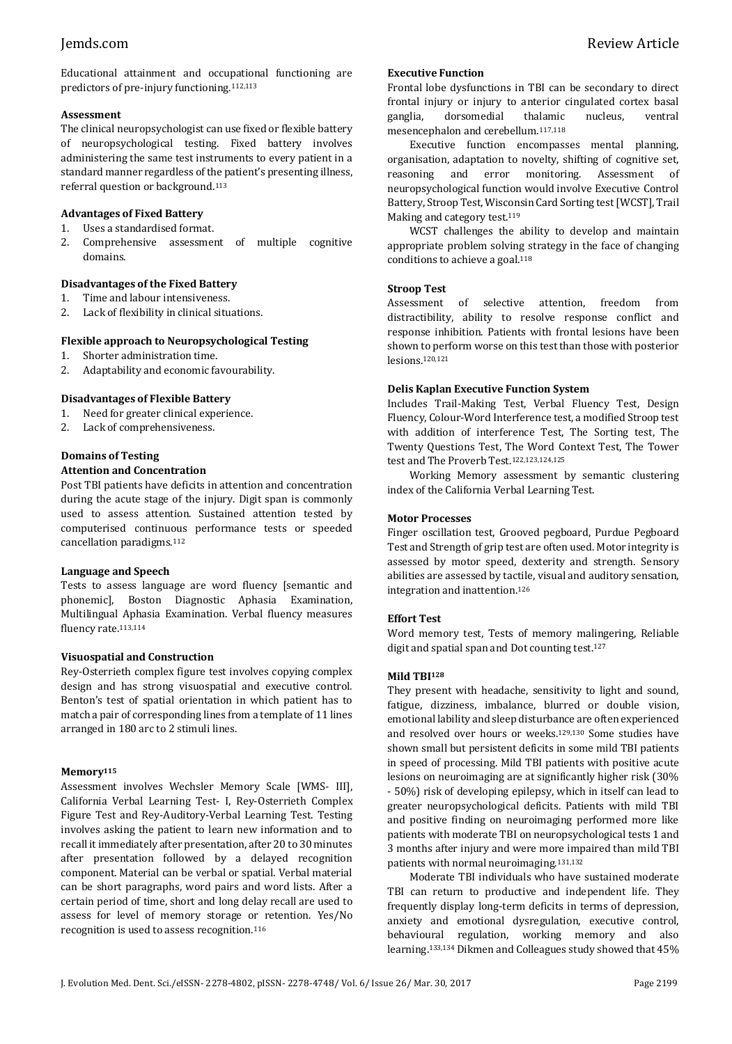Educational attainment and occupational functioning are predictors of pre-injury functioning.[112,113]

**Assessment**

The clinical neuropsychologist can use fixed or flexible battery of neuropsychological testing. Fixed battery involves administering the same test instruments to every patient in a standard manner regardless of the patient's presenting illness, referral question or background.[113]

**Advantages of Fixed Battery**

1. Uses a standardised format.
2. Comprehensive assessment of multiple cognitive domains.

**Disadvantages of the Fixed Battery**

1. Time and labour intensiveness.
2. Lack of flexibility in clinical situations.

**Flexible approach to Neuropsychological Testing**

1. Shorter administration time.
2. Adaptability and economic favourability.

**Disadvantages of Flexible Battery**

1. Need for greater clinical experience.
2. Lack of comprehensiveness.

**Domains of Testing**

**Attention and Concentration**

Post TBI patients have deficits in attention and concentration during the acute stage of the injury. Digit span is commonly used to assess attention. Sustained attention tested by computerised continuous performance tests or speeded cancellation paradigms.[112]

**Language and Speech**

Tests to assess language are word fluency [semantic and phonemic], Boston Diagnostic Aphasia Examination, Multilingual Aphasia Examination. Verbal fluency measures fluency rate.[113,114]

**Visuospatial and Construction**

Rey-Osterrieth complex figure test involves copying complex design and has strong visuospatial and executive control. Benton's test of spatial orientation in which patient has to match a pair of corresponding lines from a template of 11 lines arranged in 180 arc to 2 stimuli lines.

**Memory[115]**

Assessment involves Wechsler Memory Scale [WMS- III], California Verbal Learning Test- I, Rey-Osterrieth Complex Figure Test and Rey-Auditory-Verbal Learning Test. Testing involves asking the patient to learn new information and to recall it immediately after presentation, after 20 to 30 minutes after presentation followed by a delayed recognition component. Material can be verbal or spatial. Verbal material can be short paragraphs, word pairs and word lists. After a certain period of time, short and long delay recall are used to assess for level of memory storage or retention. Yes/No recognition is used to assess recognition.[116]

**Executive Function**

Frontal lobe dysfunctions in TBI can be secondary to direct frontal injury or injury to anterior cingulated cortex basal ganglia, dorsomedial thalamic nucleus, ventral mesencephalon and cerebellum.[117,118]

Executive function encompasses mental planning, organisation, adaptation to novelty, shifting of cognitive set, reasoning and error monitoring. Assessment of neuropsychological function would involve Executive Control Battery, Stroop Test, Wisconsin Card Sorting test [WCST], Trail Making and category test.[119]

WCST challenges the ability to develop and maintain appropriate problem solving strategy in the face of changing conditions to achieve a goal.[118]

**Stroop Test**

Assessment of selective attention, freedom from distractibility, ability to resolve response conflict and response inhibition. Patients with frontal lesions have been shown to perform worse on this test than those with posterior lesions.[120,121]

**Delis Kaplan Executive Function System**

Includes Trail-Making Test, Verbal Fluency Test, Design Fluency, Colour-Word Interference test, a modified Stroop test with addition of interference Test, The Sorting test, The Twenty Questions Test, The Word Context Test, The Tower test and The Proverb Test.[122,123,124,125]

Working Memory assessment by semantic clustering index of the California Verbal Learning Test.

**Motor Processes**

Finger oscillation test, Grooved pegboard, Purdue Pegboard Test and Strength of grip test are often used. Motor integrity is assessed by motor speed, dexterity and strength. Sensory abilities are assessed by tactile, visual and auditory sensation, integration and inattention.[126]

**Effort Test**

Word memory test, Tests of memory malingering, Reliable digit and spatial span and Dot counting test.[127]

**Mild TBI[128]**

They present with headache, sensitivity to light and sound, fatigue, dizziness, imbalance, blurred or double vision, emotional lability and sleep disturbance are often experienced and resolved over hours or weeks.[129,130] Some studies have shown small but persistent deficits in some mild TBI patients in speed of processing. Mild TBI patients with positive acute lesions on neuroimaging are at significantly higher risk (30% - 50%) risk of developing epilepsy, which in itself can lead to greater neuropsychological deficits. Patients with mild TBI and positive finding on neuroimaging performed more like patients with moderate TBI on neuropsychological tests 1 and 3 months after injury and were more impaired than mild TBI patients with normal neuroimaging.[131,132]

Moderate TBI individuals who have sustained moderate TBI can return to productive and independent life. They frequently display long-term deficits in terms of depression, anxiety and emotional dysregulation, executive control, behavioural regulation, working memory and also learning.[133,134] Dikmen and Colleagues study showed that 45%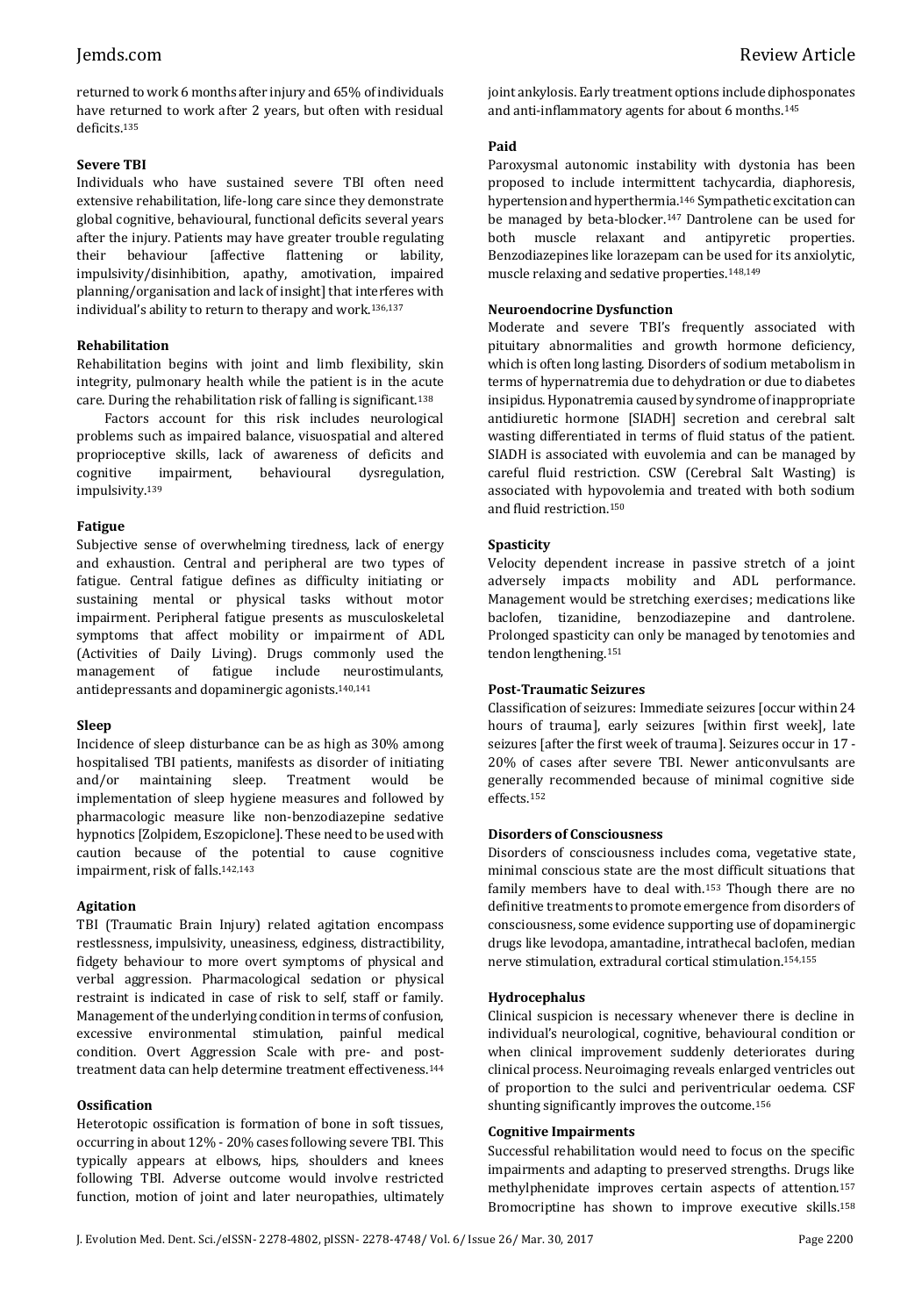returned to work 6 months after injury and 65% of individuals have returned to work after 2 years, but often with residual deficits.[135]

**Severe TBI**

Individuals who have sustained severe TBI often need extensive rehabilitation, life-long care since they demonstrate global cognitive, behavioural, functional deficits several years after the injury. Patients may have greater trouble regulating their behaviour [affective flattening or lability, impulsivity/disinhibition, apathy, amotivation, impaired planning/organisation and lack of insight] that interferes with individual's ability to return to therapy and work.[136,137]

**Rehabilitation**

Rehabilitation begins with joint and limb flexibility, skin integrity, pulmonary health while the patient is in the acute care. During the rehabilitation risk of falling is significant.[138]

Factors account for this risk includes neurological problems such as impaired balance, visuospatial and altered proprioceptive skills, lack of awareness of deficits and cognitive impairment, behavioural dysregulation, impulsivity.[139]

**Fatigue**

Subjective sense of overwhelming tiredness, lack of energy and exhaustion. Central and peripheral are two types of fatigue. Central fatigue defines as difficulty initiating or sustaining mental or physical tasks without motor impairment. Peripheral fatigue presents as musculoskeletal symptoms that affect mobility or impairment of ADL (Activities of Daily Living). Drugs commonly used the management of fatigue include neurostimulants, antidepressants and dopaminergic agonists.[140,141]

**Sleep**

Incidence of sleep disturbance can be as high as 30% among hospitalised TBI patients, manifests as disorder of initiating and/or maintaining sleep. Treatment would be implementation of sleep hygiene measures and followed by pharmacologic measure like non-benzodiazepine sedative hypnotics [Zolpidem, Eszopiclone]. These need to be used with caution because of the potential to cause cognitive impairment, risk of falls.[142,143]

**Agitation**

TBI (Traumatic Brain Injury) related agitation encompass restlessness, impulsivity, uneasiness, edginess, distractibility, fidgety behaviour to more overt symptoms of physical and verbal aggression. Pharmacological sedation or physical restraint is indicated in case of risk to self, staff or family. Management of the underlying condition in terms of confusion, excessive environmental stimulation, painful medical condition. Overt Aggression Scale with pre- and post-treatment data can help determine treatment effectiveness.[144]

**Ossification**

Heterotopic ossification is formation of bone in soft tissues, occurring in about 12% - 20% cases following severe TBI. This typically appears at elbows, hips, shoulders and knees following TBI. Adverse outcome would involve restricted function, motion of joint and later neuropathies, ultimately joint ankylosis. Early treatment options include diphosponates and anti-inflammatory agents for about 6 months.[145]

**Paid**

Paroxysmal autonomic instability with dystonia has been proposed to include intermittent tachycardia, diaphoresis, hypertension and hyperthermia.[146] Sympathetic excitation can be managed by beta-blocker.[147] Dantrolene can be used for both muscle relaxant and antipyretic properties. Benzodiazepines like lorazepam can be used for its anxiolytic, muscle relaxing and sedative properties.[148,149]

**Neuroendocrine Dysfunction**

Moderate and severe TBI's frequently associated with pituitary abnormalities and growth hormone deficiency, which is often long lasting. Disorders of sodium metabolism in terms of hypernatremia due to dehydration or due to diabetes insipidus. Hyponatremia caused by syndrome of inappropriate antidiuretic hormone [SIADH] secretion and cerebral salt wasting differentiated in terms of fluid status of the patient. SIADH is associated with euvolemia and can be managed by careful fluid restriction. CSW (Cerebral Salt Wasting) is associated with hypovolemia and treated with both sodium and fluid restriction.[150]

**Spasticity**

Velocity dependent increase in passive stretch of a joint adversely impacts mobility and ADL performance. Management would be stretching exercises; medications like baclofen, tizanidine, benzodiazepine and dantrolene. Prolonged spasticity can only be managed by tenotomies and tendon lengthening.[151]

**Post-Traumatic Seizures**

Classification of seizures: Immediate seizures [occur within 24 hours of trauma], early seizures [within first week], late seizures [after the first week of trauma]. Seizures occur in 17 - 20% of cases after severe TBI. Newer anticonvulsants are generally recommended because of minimal cognitive side effects.[152]

**Disorders of Consciousness**

Disorders of consciousness includes coma, vegetative state, minimal conscious state are the most difficult situations that family members have to deal with.[153] Though there are no definitive treatments to promote emergence from disorders of consciousness, some evidence supporting use of dopaminergic drugs like levodopa, amantadine, intrathecal baclofen, median nerve stimulation, extradural cortical stimulation.[154,155]

**Hydrocephalus**

Clinical suspicion is necessary whenever there is decline in individual's neurological, cognitive, behavioural condition or when clinical improvement suddenly deteriorates during clinical process. Neuroimaging reveals enlarged ventricles out of proportion to the sulci and periventricular oedema. CSF shunting significantly improves the outcome.[156]

**Cognitive Impairments**

Successful rehabilitation would need to focus on the specific impairments and adapting to preserved strengths. Drugs like methylphenidate improves certain aspects of attention.[157] Bromocriptine has shown to improve executive skills.[158]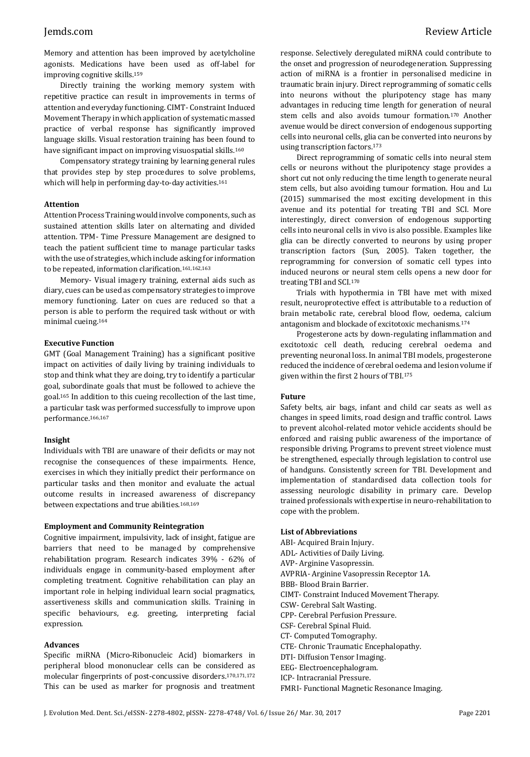Memory and attention has been improved by acetylcholine agonists. Medications have been used as off-label for improving cognitive skills.[159]

Directly training the working memory system with repetitive practice can result in improvements in terms of attention and everyday functioning. CIMT- Constraint Induced Movement Therapy in which application of systematic massed practice of verbal response has significantly improved language skills. Visual restoration training has been found to have significant impact on improving visuospatial skills.[160]

Compensatory strategy training by learning general rules that provides step by step procedures to solve problems, which will help in performing day-to-day activities.[161]

### Attention

Attention Process Training would involve components, such as sustained attention skills later on alternating and divided attention. TPM- Time Pressure Management are designed to teach the patient sufficient time to manage particular tasks with the use of strategies, which include asking for information to be repeated, information clarification.[161,162,163]

Memory- Visual imagery training, external aids such as diary, cues can be used as compensatory strategies to improve memory functioning. Later on cues are reduced so that a person is able to perform the required task without or with minimal cueing.[164]

### Executive Function

GMT (Goal Management Training) has a significant positive impact on activities of daily living by training individuals to stop and think what they are doing, try to identify a particular goal, subordinate goals that must be followed to achieve the goal.[165] In addition to this cueing recollection of the last time, a particular task was performed successfully to improve upon performance.[166,167]

### Insight

Individuals with TBI are unaware of their deficits or may not recognise the consequences of these impairments. Hence, exercises in which they initially predict their performance on particular tasks and then monitor and evaluate the actual outcome results in increased awareness of discrepancy between expectations and true abilities.[168,169]

### Employment and Community Reintegration

Cognitive impairment, impulsivity, lack of insight, fatigue are barriers that need to be managed by comprehensive rehabilitation program. Research indicates 39% - 62% of individuals engage in community-based employment after completing treatment. Cognitive rehabilitation can play an important role in helping individual learn social pragmatics, assertiveness skills and communication skills. Training in specific behaviours, e.g. greeting, interpreting facial expression.

### Advances

Specific miRNA (Micro-Ribonucleic Acid) biomarkers in peripheral blood mononuclear cells can be considered as molecular fingerprints of post-concussive disorders.[170,171,172] This can be used as marker for prognosis and treatment response. Selectively deregulated miRNA could contribute to the onset and progression of neurodegeneration. Suppressing action of miRNA is a frontier in personalised medicine in traumatic brain injury. Direct reprogramming of somatic cells into neurons without the pluripotency stage has many advantages in reducing time length for generation of neural stem cells and also avoids tumour formation.[170] Another avenue would be direct conversion of endogenous supporting cells into neuronal cells, glia can be converted into neurons by using transcription factors.[173]

Direct reprogramming of somatic cells into neural stem cells or neurons without the pluripotency stage provides a short cut not only reducing the time length to generate neural stem cells, but also avoiding tumour formation. Hou and Lu (2015) summarised the most exciting development in this avenue and its potential for treating TBI and SCI. More interestingly, direct conversion of endogenous supporting cells into neuronal cells in vivo is also possible. Examples like glia can be directly converted to neurons by using proper transcription factors (Sun, 2005). Taken together, the reprogramming for conversion of somatic cell types into induced neurons or neural stem cells opens a new door for treating TBI and SCI.[170]

Trials with hypothermia in TBI have met with mixed result, neuroprotective effect is attributable to a reduction of brain metabolic rate, cerebral blood flow, oedema, calcium antagonism and blockade of excitotoxic mechanisms.[174]

Progesterone acts by down-regulating inflammation and excitotoxic cell death, reducing cerebral oedema and preventing neuronal loss. In animal TBI models, progesterone reduced the incidence of cerebral oedema and lesion volume if given within the first 2 hours of TBI.[175]

### Future

Safety belts, air bags, infant and child car seats as well as changes in speed limits, road design and traffic control. Laws to prevent alcohol-related motor vehicle accidents should be enforced and raising public awareness of the importance of responsible driving. Programs to prevent street violence must be strengthened, especially through legislation to control use of handguns. Consistently screen for TBI. Development and implementation of standardised data collection tools for assessing neurologic disability in primary care. Develop trained professionals with expertise in neuro-rehabilitation to cope with the problem.

### List of Abbreviations

ABI- Acquired Brain Injury.
ADL- Activities of Daily Living.
AVP- Arginine Vasopressin.
AVPRIA- Arginine Vasopressin Receptor 1A.
BBB- Blood Brain Barrier.
CIMT- Constraint Induced Movement Therapy.
CSW- Cerebral Salt Wasting.
CPP- Cerebral Perfusion Pressure.
CSF- Cerebral Spinal Fluid.
CT- Computed Tomography.
CTE- Chronic Traumatic Encephalopathy.
DTI- Diffusion Tensor Imaging.
EEG- Electroencephalogram.
ICP- Intracranial Pressure.
FMRI- Functional Magnetic Resonance Imaging.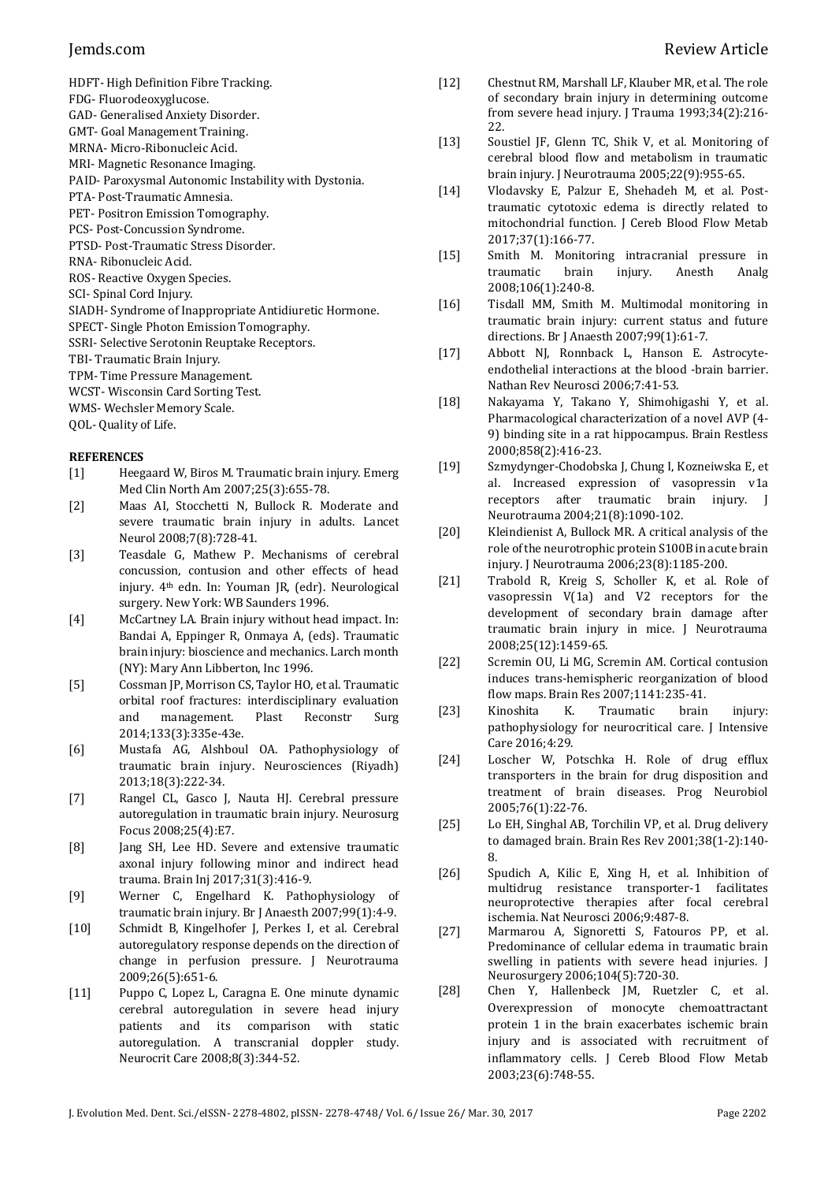HDFT- High Definition Fibre Tracking.
FDG- Fluorodeoxyglucose.
GAD- Generalised Anxiety Disorder.
GMT- Goal Management Training.
MRNA- Micro-Ribonucleic Acid.
MRI- Magnetic Resonance Imaging.
PAID- Paroxysmal Autonomic Instability with Dystonia.
PTA- Post-Traumatic Amnesia.
PET- Positron Emission Tomography.
PCS- Post-Concussion Syndrome.
PTSD- Post-Traumatic Stress Disorder.
RNA- Ribonucleic Acid.
ROS- Reactive Oxygen Species.
SCI- Spinal Cord Injury.
SIADH- Syndrome of Inappropriate Antidiuretic Hormone.
SPECT- Single Photon Emission Tomography.
SSRI- Selective Serotonin Reuptake Receptors.
TBI- Traumatic Brain Injury.
TPM- Time Pressure Management.
WCST- Wisconsin Card Sorting Test.
WMS- Wechsler Memory Scale.
QOL- Quality of Life.

**REFERENCES**

[1] Heegaard W, Biros M. Traumatic brain injury. Emerg Med Clin North Am 2007;25(3):655-78.

[2] Maas AI, Stocchetti N, Bullock R. Moderate and severe traumatic brain injury in adults. Lancet Neurol 2008;7(8):728-41.

[3] Teasdale G, Mathew P. Mechanisms of cerebral concussion, contusion and other effects of head injury. 4th edn. In: Youman JR, (edr). Neurological surgery. New York: WB Saunders 1996.

[4] McCartney LA. Brain injury without head impact. In: Bandai A, Eppinger R, Onmaya A, (eds). Traumatic brain injury: bioscience and mechanics. Larch month (NY): Mary Ann Libberton, Inc 1996.

[5] Cossman JP, Morrison CS, Taylor HO, et al. Traumatic orbital roof fractures: interdisciplinary evaluation and management. Plast Reconstr Surg 2014;133(3):335e-43e.

[6] Mustafa AG, Alshboul OA. Pathophysiology of traumatic brain injury. Neurosciences (Riyadh) 2013;18(3):222-34.

[7] Rangel CL, Gasco J, Nauta HJ. Cerebral pressure autoregulation in traumatic brain injury. Neurosurg Focus 2008;25(4):E7.

[8] Jang SH, Lee HD. Severe and extensive traumatic axonal injury following minor and indirect head trauma. Brain Inj 2017;31(3):416-9.

[9] Werner C, Engelhard K. Pathophysiology of traumatic brain injury. Br J Anaesth 2007;99(1):4-9.

[10] Schmidt B, Kingelhofer J, Perkes I, et al. Cerebral autoregulatory response depends on the direction of change in perfusion pressure. J Neurotrauma 2009;26(5):651-6.

[11] Puppo C, Lopez L, Caragna E. One minute dynamic cerebral autoregulation in severe head injury patients and its comparison with static autoregulation. A transcranial doppler study. Neurocrit Care 2008;8(3):344-52.

[12] Chestnut RM, Marshall LF, Klauber MR, et al. The role of secondary brain injury in determining outcome from severe head injury. J Trauma 1993;34(2):216-22.

[13] Soustiel JF, Glenn TC, Shik V, et al. Monitoring of cerebral blood flow and metabolism in traumatic brain injury. J Neurotrauma 2005;22(9):955-65.

[14] Vlodavsky E, Palzur E, Shehadeh M, et al. Post-traumatic cytotoxic edema is directly related to mitochondrial function. J Cereb Blood Flow Metab 2017;37(1):166-77.

[15] Smith M. Monitoring intracranial pressure in traumatic brain injury. Anesth Analg 2008;106(1):240-8.

[16] Tisdall MM, Smith M. Multimodal monitoring in traumatic brain injury: current status and future directions. Br J Anaesth 2007;99(1):61-7.

[17] Abbott NJ, Ronnback L, Hanson E. Astrocyte-endothelial interactions at the blood -brain barrier. Nathan Rev Neurosci 2006;7:41-53.

[18] Nakayama Y, Takano Y, Shimohigashi Y, et al. Pharmacological characterization of a novel AVP (4-9) binding site in a rat hippocampus. Brain Restless 2000;858(2):416-23.

[19] Szmydynger-Chodobska J, Chung I, Kozneiwska E, et al. Increased expression of vasopressin v1a receptors after traumatic brain injury. J Neurotrauma 2004;21(8):1090-102.

[20] Kleindienist A, Bullock MR. A critical analysis of the role of the neurotrophic protein S100B in acute brain injury. J Neurotrauma 2006;23(8):1185-200.

[21] Trabold R, Kreig S, Scholler K, et al. Role of vasopressin V(1a) and V2 receptors for the development of secondary brain damage after traumatic brain injury in mice. J Neurotrauma 2008;25(12):1459-65.

[22] Scremin OU, Li MG, Scremin AM. Cortical contusion induces trans-hemispheric reorganization of blood flow maps. Brain Res 2007;1141:235-41.

[23] Kinoshita K. Traumatic brain injury: pathophysiology for neurocritical care. J Intensive Care 2016;4:29.

[24] Loscher W, Potschka H. Role of drug efflux transporters in the brain for drug disposition and treatment of brain diseases. Prog Neurobiol 2005;76(1):22-76.

[25] Lo EH, Singhal AB, Torchilin VP, et al. Drug delivery to damaged brain. Brain Res Rev 2001;38(1-2):140-8.

[26] Spudich A, Kilic E, Xing H, et al. Inhibition of multidrug resistance transporter-1 facilitates neuroprotective therapies after focal cerebral ischemia. Nat Neurosci 2006;9:487-8.

[27] Marmarou A, Signoretti S, Fatouros PP, et al. Predominance of cellular edema in traumatic brain swelling in patients with severe head injuries. J Neurosurgery 2006;104(5):720-30.

[28] Chen Y, Hallenbeck JM, Ruetzler C, et al. Overexpression of monocyte chemoattractant protein 1 in the brain exacerbates ischemic brain injury and is associated with recruitment of inflammatory cells. J Cereb Blood Flow Metab 2003;23(6):748-55.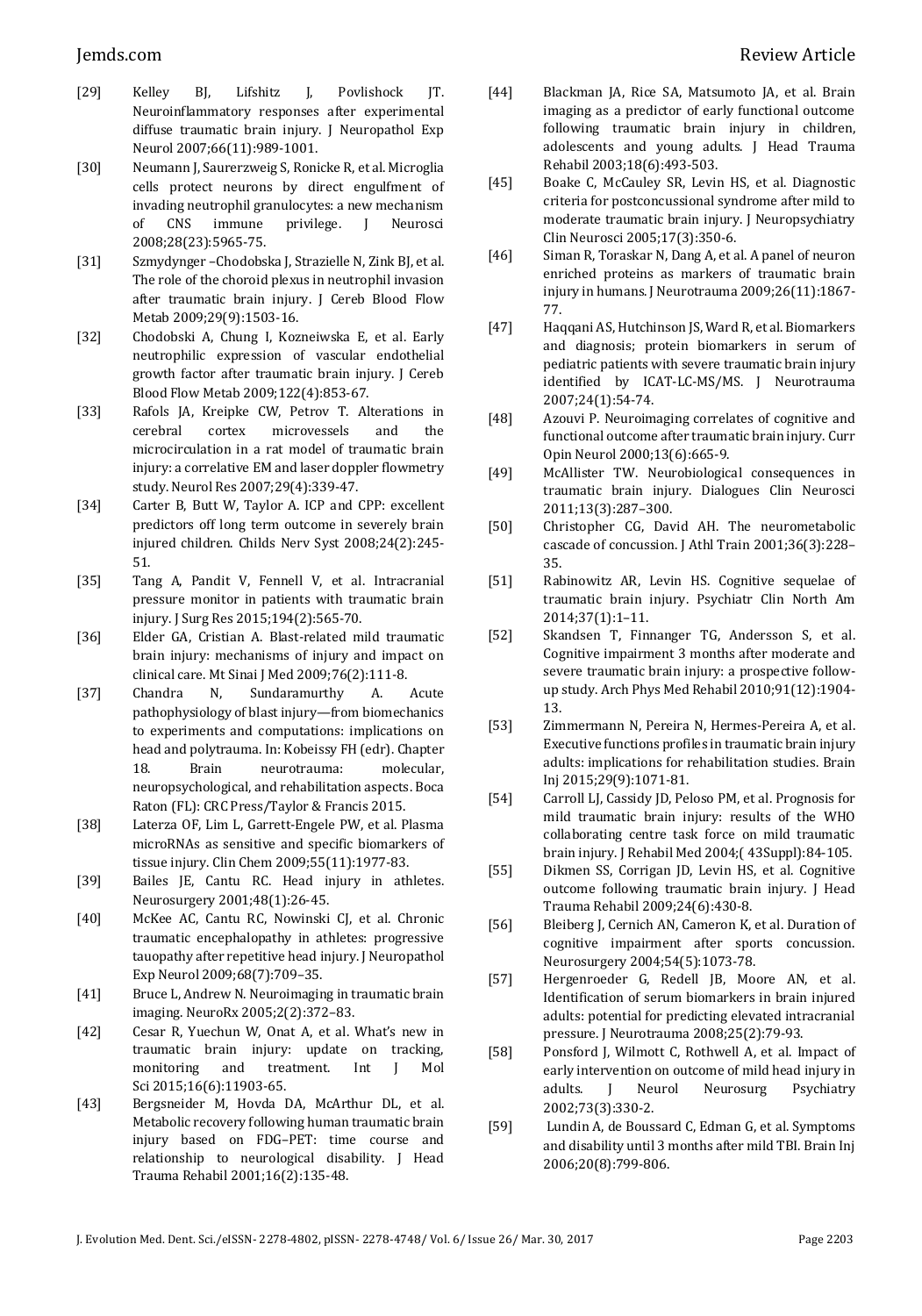[29] Kelley BJ, Lifshitz J, Povlishock JT. Neuroinflammatory responses after experimental diffuse traumatic brain injury. J Neuropathol Exp Neurol 2007;66(11):989-1001.

[30] Neumann J, Saurerzweig S, Ronicke R, et al. Microglia cells protect neurons by direct engulfment of invading neutrophil granulocytes: a new mechanism of CNS immune privilege. J Neurosci 2008;28(23):5965-75.

[31] Szmydynger –Chodobska J, Strazielle N, Zink BJ, et al. The role of the choroid plexus in neutrophil invasion after traumatic brain injury. J Cereb Blood Flow Metab 2009;29(9):1503-16.

[32] Chodobski A, Chung I, Kozneiwska E, et al. Early neutrophilic expression of vascular endothelial growth factor after traumatic brain injury. J Cereb Blood Flow Metab 2009;122(4):853-67.

[33] Rafols JA, Kreipke CW, Petrov T. Alterations in cerebral cortex microvessels and the microcirculation in a rat model of traumatic brain injury: a correlative EM and laser doppler flowmetry study. Neurol Res 2007;29(4):339-47.

[34] Carter B, Butt W, Taylor A. ICP and CPP: excellent predictors off long term outcome in severely brain injured children. Childs Nerv Syst 2008;24(2):245-51.

[35] Tang A, Pandit V, Fennell V, et al. Intracranial pressure monitor in patients with traumatic brain injury. J Surg Res 2015;194(2):565-70.

[36] Elder GA, Cristian A. Blast-related mild traumatic brain injury: mechanisms of injury and impact on clinical care. Mt Sinai J Med 2009;76(2):111-8.

[37] Chandra N, Sundaramurthy A. Acute pathophysiology of blast injury—from biomechanics to experiments and computations: implications on head and polytrauma. In: Kobeissy FH (edr). Chapter 18. Brain neurotrauma: molecular, neuropsychological, and rehabilitation aspects. Boca Raton (FL): CRC Press/Taylor & Francis 2015.

[38] Laterza OF, Lim L, Garrett-Engele PW, et al. Plasma microRNAs as sensitive and specific biomarkers of tissue injury. Clin Chem 2009;55(11):1977-83.

[39] Bailes JE, Cantu RC. Head injury in athletes. Neurosurgery 2001;48(1):26-45.

[40] McKee AC, Cantu RC, Nowinski CJ, et al. Chronic traumatic encephalopathy in athletes: progressive tauopathy after repetitive head injury. J Neuropathol Exp Neurol 2009;68(7):709–35.

[41] Bruce L, Andrew N. Neuroimaging in traumatic brain imaging. NeuroRx 2005;2(2):372–83.

[42] Cesar R, Yuechun W, Onat A, et al. What's new in traumatic brain injury: update on tracking, monitoring and treatment. Int J Mol Sci 2015;16(6):11903-65.

[43] Bergsneider M, Hovda DA, McArthur DL, et al. Metabolic recovery following human traumatic brain injury based on FDG–PET: time course and relationship to neurological disability. J Head Trauma Rehabil 2001;16(2):135-48.

[44] Blackman JA, Rice SA, Matsumoto JA, et al. Brain imaging as a predictor of early functional outcome following traumatic brain injury in children, adolescents and young adults. J Head Trauma Rehabil 2003;18(6):493-503.

[45] Boake C, McCauley SR, Levin HS, et al. Diagnostic criteria for postconcussional syndrome after mild to moderate traumatic brain injury. J Neuropsychiatry Clin Neurosci 2005;17(3):350-6.

[46] Siman R, Toraskar N, Dang A, et al. A panel of neuron enriched proteins as markers of traumatic brain injury in humans. J Neurotrauma 2009;26(11):1867-77.

[47] Haqqani AS, Hutchinson JS, Ward R, et al. Biomarkers and diagnosis; protein biomarkers in serum of pediatric patients with severe traumatic brain injury identified by ICAT-LC-MS/MS. J Neurotrauma 2007;24(1):54-74.

[48] Azouvi P. Neuroimaging correlates of cognitive and functional outcome after traumatic brain injury. Curr Opin Neurol 2000;13(6):665-9.

[49] McAllister TW. Neurobiological consequences in traumatic brain injury. Dialogues Clin Neurosci 2011;13(3):287–300.

[50] Christopher CG, David AH. The neurometabolic cascade of concussion. J Athl Train 2001;36(3):228–35.

[51] Rabinowitz AR, Levin HS. Cognitive sequelae of traumatic brain injury. Psychiatr Clin North Am 2014;37(1):1–11.

[52] Skandsen T, Finnanger TG, Andersson S, et al. Cognitive impairment 3 months after moderate and severe traumatic brain injury: a prospective follow-up study. Arch Phys Med Rehabil 2010;91(12):1904-13.

[53] Zimmermann N, Pereira N, Hermes-Pereira A, et al. Executive functions profiles in traumatic brain injury adults: implications for rehabilitation studies. Brain Inj 2015;29(9):1071-81.

[54] Carroll LJ, Cassidy JD, Peloso PM, et al. Prognosis for mild traumatic brain injury: results of the WHO collaborating centre task force on mild traumatic brain injury. J Rehabil Med 2004;( 43Suppl):84-105.

[55] Dikmen SS, Corrigan JD, Levin HS, et al. Cognitive outcome following traumatic brain injury. J Head Trauma Rehabil 2009;24(6):430-8.

[56] Bleiberg J, Cernich AN, Cameron K, et al. Duration of cognitive impairment after sports concussion. Neurosurgery 2004;54(5):1073-78.

[57] Hergenroeder G, Redell JB, Moore AN, et al. Identification of serum biomarkers in brain injured adults: potential for predicting elevated intracranial pressure. J Neurotrauma 2008;25(2):79-93.

[58] Ponsford J, Wilmott C, Rothwell A, et al. Impact of early intervention on outcome of mild head injury in adults. J Neurol Neurosurg Psychiatry 2002;73(3):330-2.

[59] Lundin A, de Boussard C, Edman G, et al. Symptoms and disability until 3 months after mild TBI. Brain Inj 2006;20(8):799-806.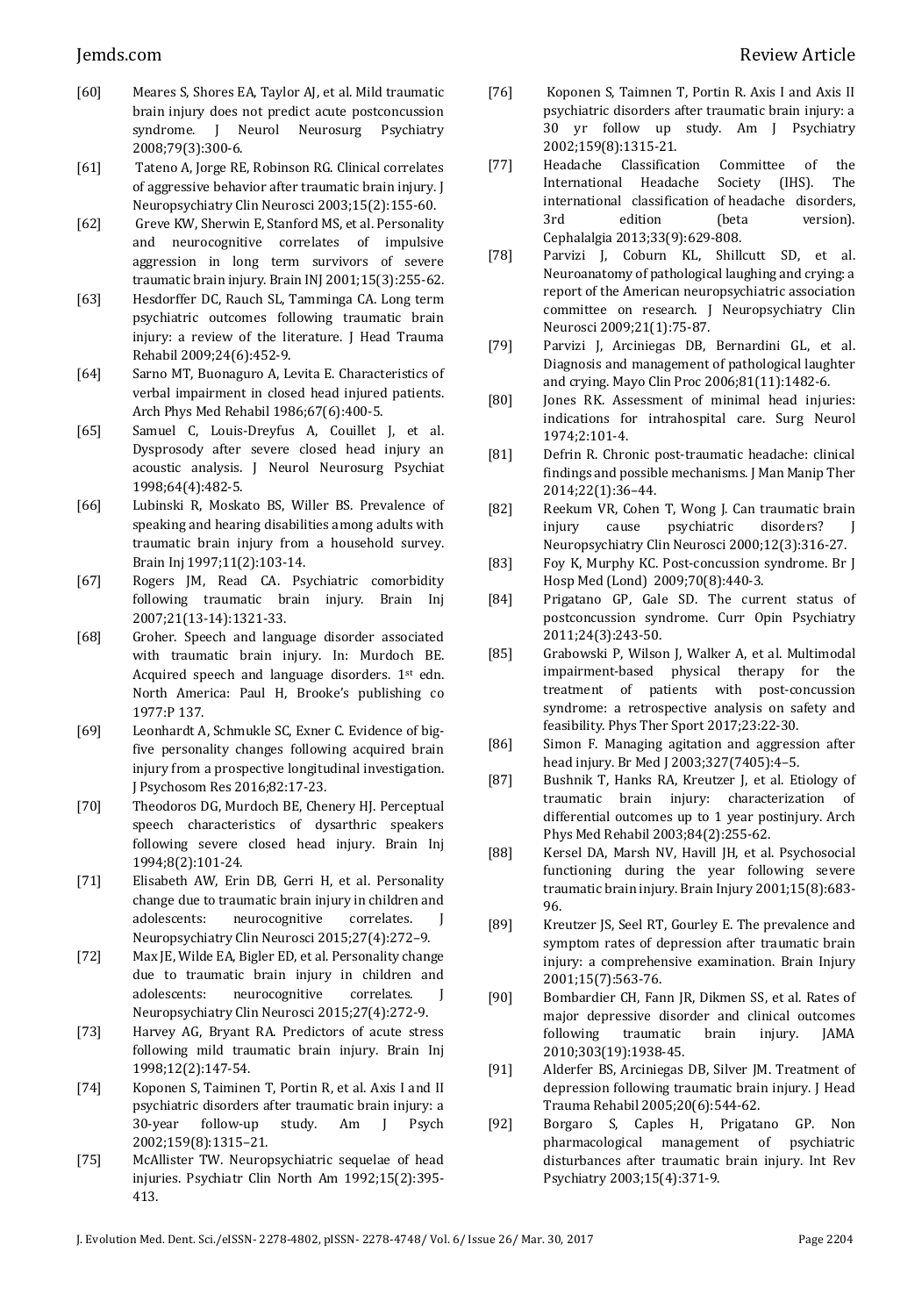[60] Meares S, Shores EA, Taylor AJ, et al. Mild traumatic brain injury does not predict acute postconcussion syndrome. J Neurol Neurosurg Psychiatry 2008;79(3):300-6.

[61] Tateno A, Jorge RE, Robinson RG. Clinical correlates of aggressive behavior after traumatic brain injury. J Neuropsychiatry Clin Neurosci 2003;15(2):155-60.

[62] Greve KW, Sherwin E, Stanford MS, et al. Personality and neurocognitive correlates of impulsive aggression in long term survivors of severe traumatic brain injury. Brain INJ 2001;15(3):255-62.

[63] Hesdorffer DC, Rauch SL, Tamminga CA. Long term psychiatric outcomes following traumatic brain injury: a review of the literature. J Head Trauma Rehabil 2009;24(6):452-9.

[64] Sarno MT, Buonaguro A, Levita E. Characteristics of verbal impairment in closed head injured patients. Arch Phys Med Rehabil 1986;67(6):400-5.

[65] Samuel C, Louis-Dreyfus A, Couillet J, et al. Dysprosody after severe closed head injury an acoustic analysis. J Neurol Neurosurg Psychiat 1998;64(4):482-5.

[66] Lubinski R, Moskato BS, Willer BS. Prevalence of speaking and hearing disabilities among adults with traumatic brain injury from a household survey. Brain Inj 1997;11(2):103-14.

[67] Rogers JM, Read CA. Psychiatric comorbidity following traumatic brain injury. Brain Inj 2007;21(13-14):1321-33.

[68] Groher. Speech and language disorder associated with traumatic brain injury. In: Murdoch BE. Acquired speech and language disorders. 1st edn. North America: Paul H, Brooke's publishing co 1977:P 137.

[69] Leonhardt A, Schmukle SC, Exner C. Evidence of big-five personality changes following acquired brain injury from a prospective longitudinal investigation. J Psychosom Res 2016;82:17-23.

[70] Theodoros DG, Murdoch BE, Chenery HJ. Perceptual speech characteristics of dysarthric speakers following severe closed head injury. Brain Inj 1994;8(2):101-24.

[71] Elisabeth AW, Erin DB, Gerri H, et al. Personality change due to traumatic brain injury in children and adolescents: neurocognitive correlates. J Neuropsychiatry Clin Neurosci 2015;27(4):272–9.

[72] Max JE, Wilde EA, Bigler ED, et al. Personality change due to traumatic brain injury in children and adolescents: neurocognitive correlates. J Neuropsychiatry Clin Neurosci 2015;27(4):272-9.

[73] Harvey AG, Bryant RA. Predictors of acute stress following mild traumatic brain injury. Brain Inj 1998;12(2):147-54.

[74] Koponen S, Taiminen T, Portin R, et al. Axis I and II psychiatric disorders after traumatic brain injury: a 30-year follow-up study. Am J Psych 2002;159(8):1315–21.

[75] McAllister TW. Neuropsychiatric sequelae of head injuries. Psychiatr Clin North Am 1992;15(2):395-413.

[76] Koponen S, Taimnen T, Portin R. Axis I and Axis II psychiatric disorders after traumatic brain injury: a 30 yr follow up study. Am J Psychiatry 2002;159(8):1315-21.

[77] Headache Classification Committee of the International Headache Society (IHS). The international classification of headache disorders, 3rd edition (beta version). Cephalalgia 2013;33(9):629-808.

[78] Parvizi J, Coburn KL, Shillcutt SD, et al. Neuroanatomy of pathological laughing and crying: a report of the American neuropsychiatric association committee on research. J Neuropsychiatry Clin Neurosci 2009;21(1):75-87.

[79] Parvizi J, Arciniegas DB, Bernardini GL, et al. Diagnosis and management of pathological laughter and crying. Mayo Clin Proc 2006;81(11):1482-6.

[80] Jones RK. Assessment of minimal head injuries: indications for intrahospital care. Surg Neurol 1974;2:101-4.

[81] Defrin R. Chronic post-traumatic headache: clinical findings and possible mechanisms. J Man Manip Ther 2014;22(1):36–44.

[82] Reekum VR, Cohen T, Wong J. Can traumatic brain injury cause psychiatric disorders? J Neuropsychiatry Clin Neurosci 2000;12(3):316-27.

[83] Foy K, Murphy KC. Post-concussion syndrome. Br J Hosp Med (Lond) 2009;70(8):440-3.

[84] Prigatano GP, Gale SD. The current status of postconcussion syndrome. Curr Opin Psychiatry 2011;24(3):243-50.

[85] Grabowski P, Wilson J, Walker A, et al. Multimodal impairment-based physical therapy for the treatment of patients with post-concussion syndrome: a retrospective analysis on safety and feasibility. Phys Ther Sport 2017;23:22-30.

[86] Simon F. Managing agitation and aggression after head injury. Br Med J 2003;327(7405):4–5.

[87] Bushnik T, Hanks RA, Kreutzer J, et al. Etiology of traumatic brain injury: characterization of differential outcomes up to 1 year postinjury. Arch Phys Med Rehabil 2003;84(2):255-62.

[88] Kersel DA, Marsh NV, Havill JH, et al. Psychosocial functioning during the year following severe traumatic brain injury. Brain Injury 2001;15(8):683-96.

[89] Kreutzer JS, Seel RT, Gourley E. The prevalence and symptom rates of depression after traumatic brain injury: a comprehensive examination. Brain Injury 2001;15(7):563-76.

[90] Bombardier CH, Fann JR, Dikmen SS, et al. Rates of major depressive disorder and clinical outcomes following traumatic brain injury. JAMA 2010;303(19):1938-45.

[91] Alderfer BS, Arciniegas DB, Silver JM. Treatment of depression following traumatic brain injury. J Head Trauma Rehabil 2005;20(6):544-62.

[92] Borgaro S, Caples H, Prigatano GP. Non pharmacological management of psychiatric disturbances after traumatic brain injury. Int Rev Psychiatry 2003;15(4):371-9.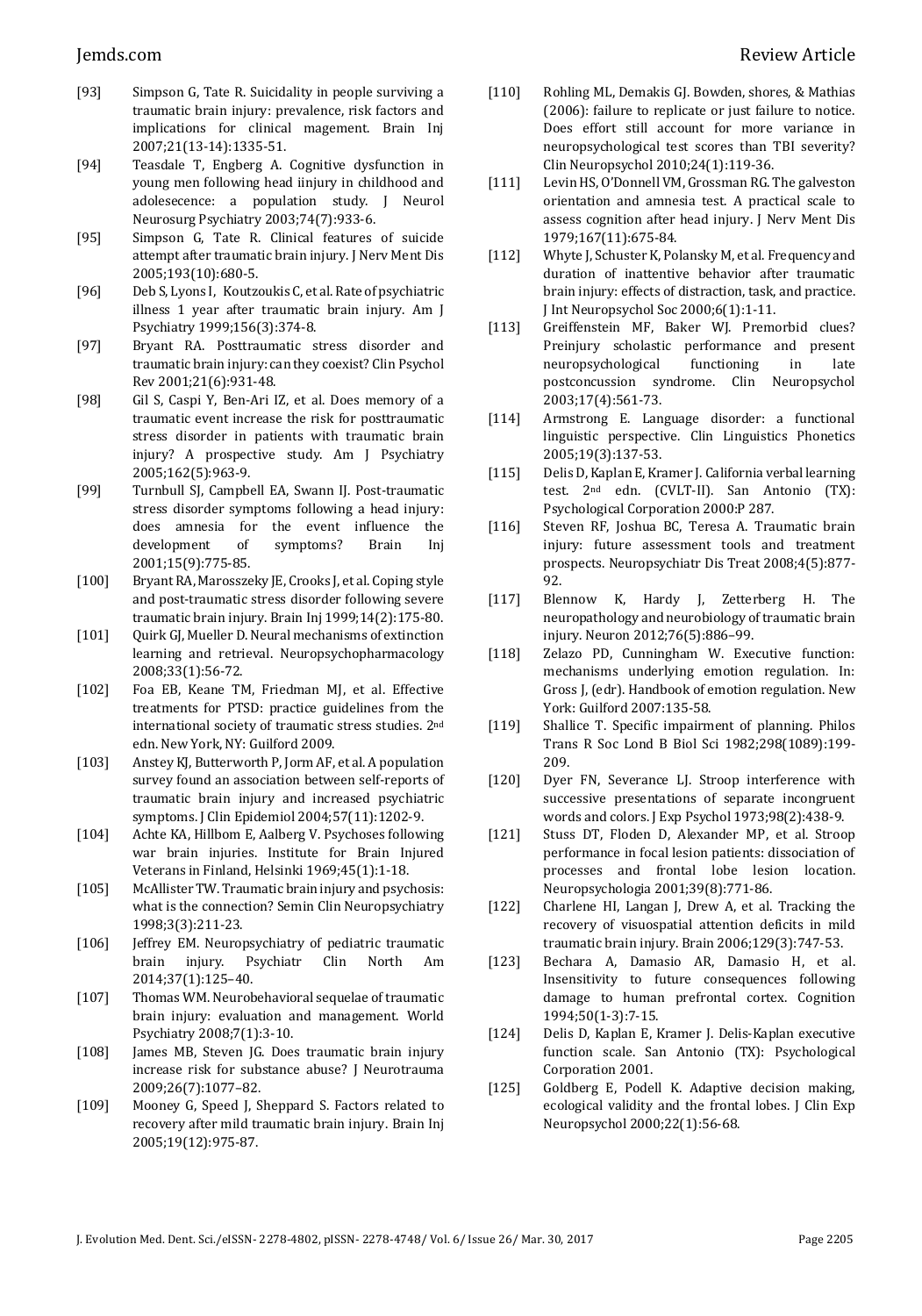[93] Simpson G, Tate R. Suicidality in people surviving a traumatic brain injury: prevalence, risk factors and implications for clinical magement. Brain Inj 2007;21(13-14):1335-51.

[94] Teasdale T, Engberg A. Cognitive dysfunction in young men following head iinjury in childhood and adolesecence: a population study. J Neurol Neurosurg Psychiatry 2003;74(7):933-6.

[95] Simpson G, Tate R. Clinical features of suicide attempt after traumatic brain injury. J Nerv Ment Dis 2005;193(10):680-5.

[96] Deb S, Lyons I, Koutzoukis C, et al. Rate of psychiatric illness 1 year after traumatic brain injury. Am J Psychiatry 1999;156(3):374-8.

[97] Bryant RA. Posttraumatic stress disorder and traumatic brain injury: can they coexist? Clin Psychol Rev 2001;21(6):931-48.

[98] Gil S, Caspi Y, Ben-Ari IZ, et al. Does memory of a traumatic event increase the risk for posttraumatic stress disorder in patients with traumatic brain injury? A prospective study. Am J Psychiatry 2005;162(5):963-9.

[99] Turnbull SJ, Campbell EA, Swann IJ. Post-traumatic stress disorder symptoms following a head injury: does amnesia for the event influence the development of symptoms? Brain Inj 2001;15(9):775-85.

[100] Bryant RA, Marosszeky JE, Crooks J, et al. Coping style and post-traumatic stress disorder following severe traumatic brain injury. Brain Inj 1999;14(2):175-80.

[101] Quirk GJ, Mueller D. Neural mechanisms of extinction learning and retrieval. Neuropsychopharmacology 2008;33(1):56-72.

[102] Foa EB, Keane TM, Friedman MJ, et al. Effective treatments for PTSD: practice guidelines from the international society of traumatic stress studies. 2nd edn. New York, NY: Guilford 2009.

[103] Anstey KJ, Butterworth P, Jorm AF, et al. A population survey found an association between self-reports of traumatic brain injury and increased psychiatric symptoms. J Clin Epidemiol 2004;57(11):1202-9.

[104] Achte KA, Hillbom E, Aalberg V. Psychoses following war brain injuries. Institute for Brain Injured Veterans in Finland, Helsinki 1969;45(1):1-18.

[105] McAllister TW. Traumatic brain injury and psychosis: what is the connection? Semin Clin Neuropsychiatry 1998;3(3):211-23.

[106] Jeffrey EM. Neuropsychiatry of pediatric traumatic brain injury. Psychiatr Clin North Am 2014;37(1):125–40.

[107] Thomas WM. Neurobehavioral sequelae of traumatic brain injury: evaluation and management. World Psychiatry 2008;7(1):3-10.

[108] James MB, Steven JG. Does traumatic brain injury increase risk for substance abuse? J Neurotrauma 2009;26(7):1077–82.

[109] Mooney G, Speed J, Sheppard S. Factors related to recovery after mild traumatic brain injury. Brain Inj 2005;19(12):975-87.

[110] Rohling ML, Demakis GJ. Bowden, shores, & Mathias (2006): failure to replicate or just failure to notice. Does effort still account for more variance in neuropsychological test scores than TBI severity? Clin Neuropsychol 2010;24(1):119-36.

[111] Levin HS, O'Donnell VM, Grossman RG. The galveston orientation and amnesia test. A practical scale to assess cognition after head injury. J Nerv Ment Dis 1979;167(11):675-84.

[112] Whyte J, Schuster K, Polansky M, et al. Frequency and duration of inattentive behavior after traumatic brain injury: effects of distraction, task, and practice. J Int Neuropsychol Soc 2000;6(1):1-11.

[113] Greiffenstein MF, Baker WJ. Premorbid clues? Preinjury scholastic performance and present neuropsychological functioning in late postconcussion syndrome. Clin Neuropsychol 2003;17(4):561-73.

[114] Armstrong E. Language disorder: a functional linguistic perspective. Clin Linguistics Phonetics 2005;19(3):137-53.

[115] Delis D, Kaplan E, Kramer J. California verbal learning test. 2nd edn. (CVLT-II). San Antonio (TX): Psychological Corporation 2000:P 287.

[116] Steven RF, Joshua BC, Teresa A. Traumatic brain injury: future assessment tools and treatment prospects. Neuropsychiatr Dis Treat 2008;4(5):877-92.

[117] Blennow K, Hardy J, Zetterberg H. The neuropathology and neurobiology of traumatic brain injury. Neuron 2012;76(5):886–99.

[118] Zelazo PD, Cunningham W. Executive function: mechanisms underlying emotion regulation. In: Gross J, (edr). Handbook of emotion regulation. New York: Guilford 2007:135-58.

[119] Shallice T. Specific impairment of planning. Philos Trans R Soc Lond B Biol Sci 1982;298(1089):199-209.

[120] Dyer FN, Severance LJ. Stroop interference with successive presentations of separate incongruent words and colors. J Exp Psychol 1973;98(2):438-9.

[121] Stuss DT, Floden D, Alexander MP, et al. Stroop performance in focal lesion patients: dissociation of processes and frontal lobe lesion location. Neuropsychologia 2001;39(8):771-86.

[122] Charlene HI, Langan J, Drew A, et al. Tracking the recovery of visuospatial attention deficits in mild traumatic brain injury. Brain 2006;129(3):747-53.

[123] Bechara A, Damasio AR, Damasio H, et al. Insensitivity to future consequences following damage to human prefrontal cortex. Cognition 1994;50(1-3):7-15.

[124] Delis D, Kaplan E, Kramer J. Delis-Kaplan executive function scale. San Antonio (TX): Psychological Corporation 2001.

[125] Goldberg E, Podell K. Adaptive decision making, ecological validity and the frontal lobes. J Clin Exp Neuropsychol 2000;22(1):56-68.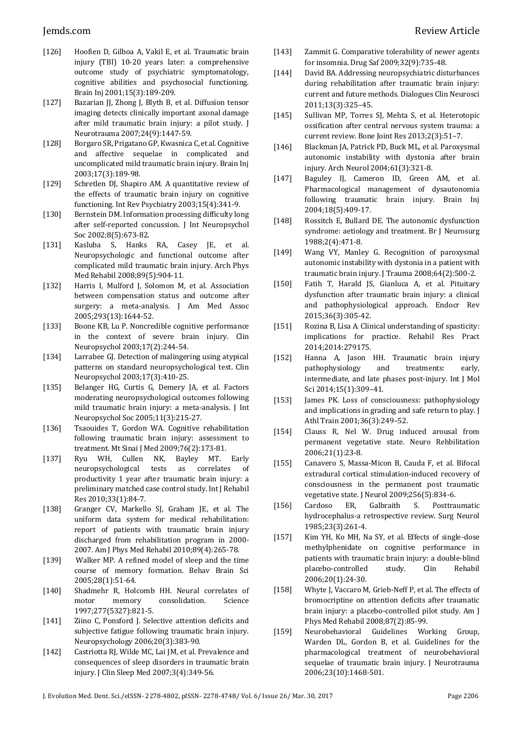[126] Hoofien D, Gilboa A, Vakil E, et al. Traumatic brain injury (TBI) 10-20 years later: a comprehensive outcome study of psychiatric symptomatology, cognitive abilities and psychosocial functioning. Brain Inj 2001;15(3):189-209.

[127] Bazarian JJ, Zhong J, Blyth B, et al. Diffusion tensor imaging detects clinically important axonal damage after mild traumatic brain injury: a pilot study. J Neurotrauma 2007;24(9):1447-59.

[128] Borgaro SR, Prigatano GP, Kwasnica C, et al. Cognitive and affective sequelae in complicated and uncomplicated mild traumatic brain injury. Brain Inj 2003;17(3):189-98.

[129] Schretlen DJ, Shapiro AM. A quantitative review of the effects of traumatic brain injury on cognitive functioning. Int Rev Psychiatry 2003;15(4):341-9.

[130] Bernstein DM. Information processing difficulty long after self-reported concussion. J Int Neuropsychol Soc 2002;8(5):673-82.

[131] Kasluba S, Hanks RA, Casey JE, et al. Neuropsychologic and functional outcome after complicated mild traumatic brain injury. Arch Phys Med Rehabil 2008;89(5):904-11.

[132] Harris I, Mulford J, Solomon M, et al. Association between compensation status and outcome after surgery: a meta-analysis. J Am Med Assoc 2005;293(13):1644-52.

[133] Boone KB, Lu P. Noncredible cognitive performance in the context of severe brain injury. Clin Neuropsychol 2003;17(2):244-54.

[134] Larrabee GJ. Detection of malingering using atypical patterns on standard neuropsychological test. Clin Neuropsychol 2003;17(3):410-25.

[135] Belanger HG, Curtis G, Demery JA, et al. Factors moderating neuropsychological outcomes following mild traumatic brain injury: a meta-analysis. J Int Neuropsychol Soc 2005;11(3):215-27.

[136] Tsaouides T, Gordon WA. Cognitive rehabilitation following traumatic brain injury: assessment to treatment. Mt Sinai J Med 2009;76(2):173-81.

[137] Ryu WH, Cullen NK, Bayley MT. Early neuropsychological tests as correlates of productivity 1 year after traumatic brain injury: a preliminary matched case control study. Int J Rehabil Res 2010;33(1):84-7.

[138] Granger CV, Markello SJ, Graham JE, et al. The uniform data system for medical rehabilitation: report of patients with traumatic brain injury discharged from rehabilitation program in 2000-2007. Am J Phys Med Rehabil 2010;89(4):265-78.

[139] Walker MP. A refined model of sleep and the time course of memory formation. Behav Brain Sci 2005;28(1):51-64.

[140] Shadmehr R, Holcomb HH. Neural correlates of motor memory consolidation. Science 1997;277(5327):821-5.

[141] Ziino C, Ponsford J. Selective attention deficits and subjective fatigue following traumatic brain injury. Neuropsychology 2006;20(3):383-90.

[142] Castriotta RJ, Wilde MC, Lai JM, et al. Prevalence and consequences of sleep disorders in traumatic brain injury. J Clin Sleep Med 2007;3(4):349-56.

[143] Zammit G. Comparative tolerability of newer agents for insomnia. Drug Saf 2009;32(9):735-48.

[144] David BA. Addressing neuropsychiatric disturbances during rehabilitation after traumatic brain injury: current and future methods. Dialogues Clin Neurosci 2011;13(3):325–45.

[145] Sullivan MP, Torres SJ, Mehta S, et al. Heterotopic ossification after central nervous system trauma: a current review. Bone Joint Res 2013;2(3):51–7.

[146] Blackman JA, Patrick PD, Buck ML, et al. Paroxysmal autonomic instability with dystonia after brain injury. Arch Neurol 2004;61(3):321-8.

[147] Baguley IJ, Cameron ID, Green AM, et al. Pharmacological management of dysautonomia following traumatic brain injury. Brain Inj 2004;18(5):409-17.

[148] Rossitch E, Bullard DE. The autonomic dysfunction syndrome: aetiology and treatment. Br J Neurosurg 1988;2(4):471-8.

[149] Wang VY, Manley G. Recognition of paroxysmal autonomic instability with dystonia in a patient with traumatic brain injury. J Trauma 2008;64(2):500-2.

[150] Fatih T, Harald JS, Gianluca A, et al. Pituitary dysfunction after traumatic brain injury: a clinical and pathophysiological approach. Endocr Rev 2015;36(3):305-42.

[151] Rozina B, Lisa A. Clinical understanding of spasticity: implications for practice. Rehabil Res Pract 2014;2014:279175.

[152] Hanna A, Jason HH. Traumatic brain injury pathophysiology and treatments: early, intermediate, and late phases post-injury. Int J Mol Sci 2014;15(1):309–41.

[153] James PK. Loss of consciousness: pathophysiology and implications in grading and safe return to play. J Athl Train 2001;36(3):249–52.

[154] Clauss R, Nel W. Drug induced arousal from permanent vegetative state. Neuro Rehbilitation 2006;21(1):23-8.

[155] Canavero S, Massa-Micon B, Cauda F, et al. Bifocal extradural cortical stimulation-induced recovery of consciousness in the permanent post traumatic vegetative state. J Neurol 2009;256(5):834-6.

[156] Cardoso ER, Galbraith S. Posttraumatic hydrocephalus-a retrospective review. Surg Neurol 1985;23(3):261-4.

[157] Kim YH, Ko MH, Na SY, et al. Effects of single-dose methylphenidate on cognitive performance in patients with traumatic brain injury: a double-blind placebo-controlled study. Clin Rehabil 2006;20(1):24-30.

[158] Whyte J, Vaccaro M, Grieb-Neff P, et al. The effects of bromocriptine on attention deficits after traumatic brain injury: a placebo-controlled pilot study. Am J Phys Med Rehabil 2008;87(2):85-99.

[159] Neurobehavioral Guidelines Working Group, Warden DL, Gordon B, et al. Guidelines for the pharmacological treatment of neurobehavioral sequelae of traumatic brain injury. J Neurotrauma 2006;23(10):1468-501.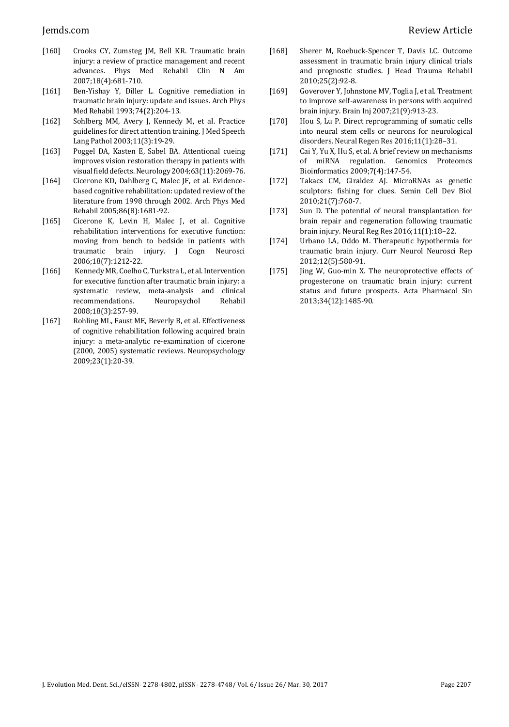[160] Crooks CY, Zumsteg JM, Bell KR. Traumatic brain injury: a review of practice management and recent advances. Phys Med Rehabil Clin N Am 2007;18(4):681-710.

[161] Ben-Yishay Y, Diller L. Cognitive remediation in traumatic brain injury: update and issues. Arch Phys Med Rehabil 1993;74(2):204-13.

[162] Sohlberg MM, Avery J, Kennedy M, et al. Practice guidelines for direct attention training. J Med Speech Lang Pathol 2003;11(3):19-29.

[163] Poggel DA, Kasten E, Sabel BA. Attentional cueing improves vision restoration therapy in patients with visual field defects. Neurology 2004;63(11):2069-76.

[164] Cicerone KD, Dahlberg C, Malec JF, et al. Evidence-based cognitive rehabilitation: updated review of the literature from 1998 through 2002. Arch Phys Med Rehabil 2005;86(8):1681-92.

[165] Cicerone K, Levin H, Malec J, et al. Cognitive rehabilitation interventions for executive function: moving from bench to bedside in patients with traumatic brain injury. J Cogn Neurosci 2006;18(7):1212-22.

[166] Kennedy MR, Coelho C, Turkstra L, et al. Intervention for executive function after traumatic brain injury: a systematic review, meta-analysis and clinical recommendations. Neuropsychol Rehabil 2008;18(3):257-99.

[167] Rohling ML, Faust ME, Beverly B, et al. Effectiveness of cognitive rehabilitation following acquired brain injury: a meta-analytic re-examination of cicerone (2000, 2005) systematic reviews. Neuropsychology 2009;23(1):20-39.

[168] Sherer M, Roebuck-Spencer T, Davis LC. Outcome assessment in traumatic brain injury clinical trials and prognostic studies. J Head Trauma Rehabil 2010;25(2):92-8.

[169] Goverover Y, Johnstone MV, Toglia J, et al. Treatment to improve self-awareness in persons with acquired brain injury. Brain Inj 2007;21(9):913-23.

[170] Hou S, Lu P. Direct reprogramming of somatic cells into neural stem cells or neurons for neurological disorders. Neural Regen Res 2016;11(1):28–31.

[171] Cai Y, Yu X, Hu S, et al. A brief review on mechanisms of miRNA regulation. Genomics Proteomcs Bioinformatics 2009;7(4):147-54.

[172] Takacs CM, Giraldez AJ. MicroRNAs as genetic sculptors: fishing for clues. Semin Cell Dev Biol 2010;21(7):760-7.

[173] Sun D. The potential of neural transplantation for brain repair and regeneration following traumatic brain injury. Neural Reg Res 2016;11(1):18–22.

[174] Urbano LA, Oddo M. Therapeutic hypothermia for traumatic brain injury. Curr Neurol Neurosci Rep 2012;12(5):580-91.

[175] Jing W, Guo-min X. The neuroprotective effects of progesterone on traumatic brain injury: current status and future prospects. Acta Pharmacol Sin 2013;34(12):1485-90.